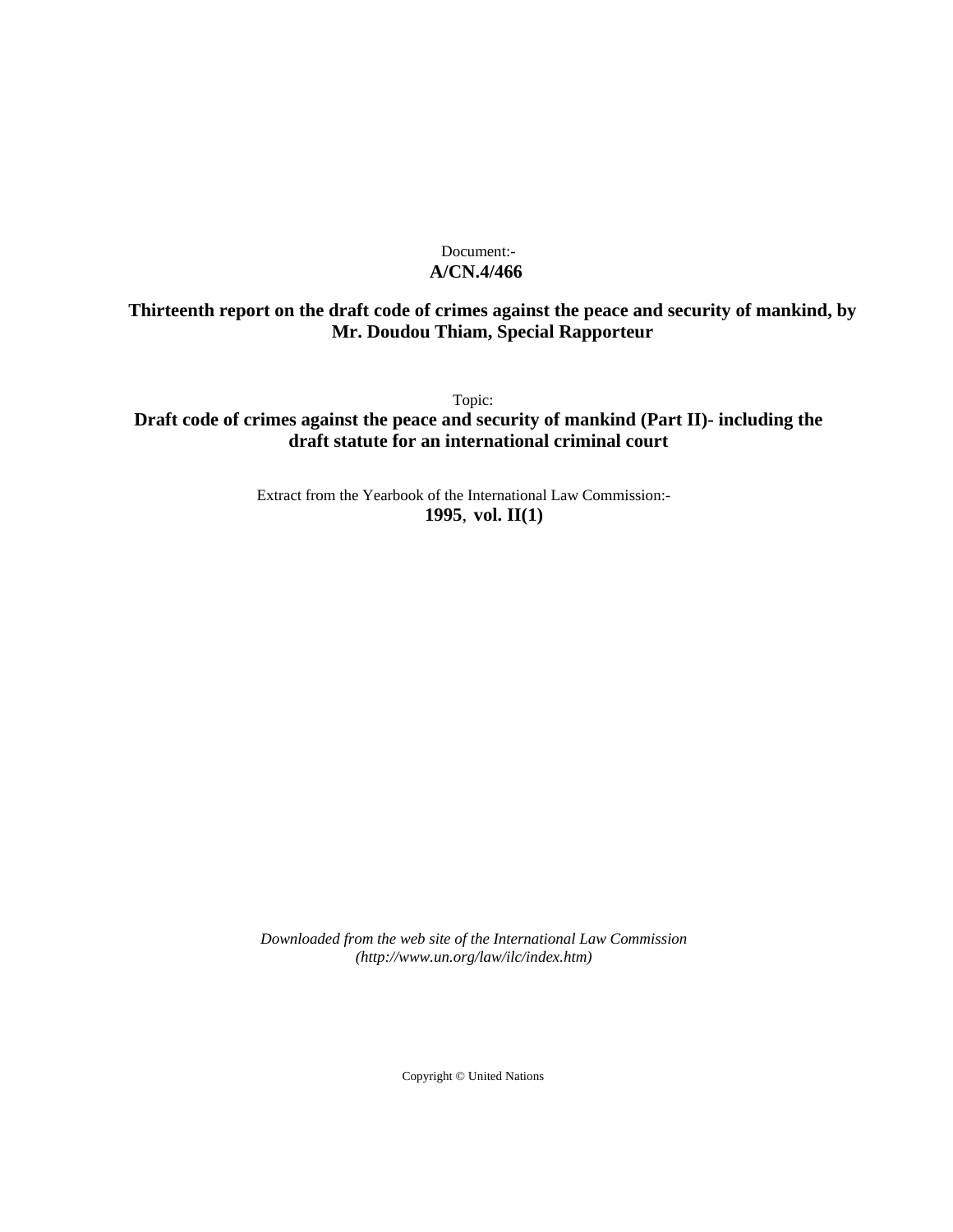Document:-
**A/CN.4/466**

**Thirteenth report on the draft code of crimes against the peace and security of mankind, by Mr. Doudou Thiam, Special Rapporteur**

Topic:
**Draft code of crimes against the peace and security of mankind (Part II)- including the draft statute for an international criminal court**

Extract from the Yearbook of the International Law Commission:-
**1995**, **vol. II(1)**

*Downloaded from the web site of the International Law Commission (http://www.un.org/law/ilc/index.htm)*

Copyright © United Nations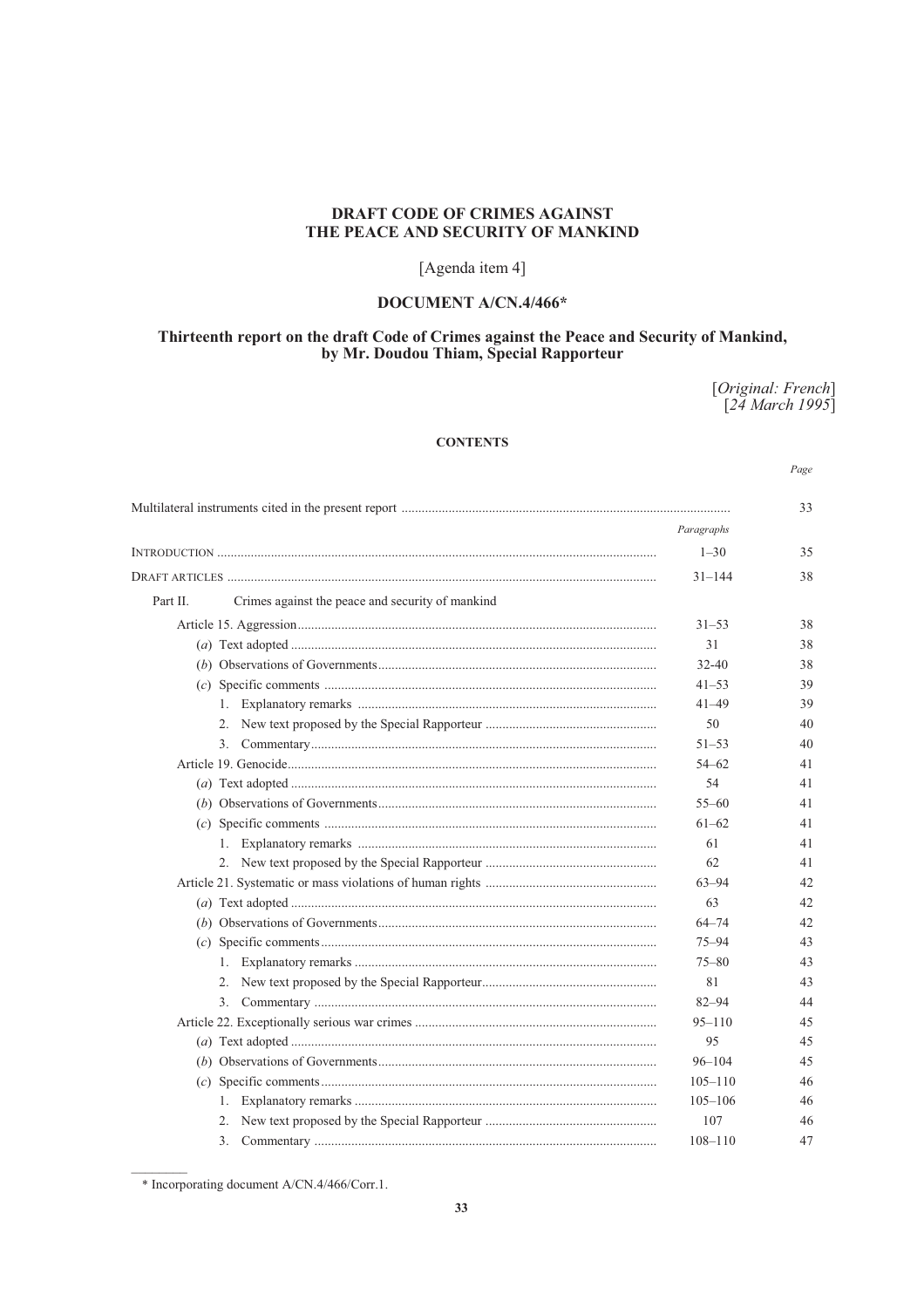# DRAFT CODE OF CRIMES AGAINST THE PEACE AND SECURITY OF MANKIND

[Agenda item 4]

## DOCUMENT A/CN.4/466*

### Thirteenth report on the draft Code of Crimes against the Peace and Security of Mankind, by Mr. Doudou Thiam, Special Rapporteur

[*Original: French*]
[*24 March 1995*]

**CONTENTS**

| | | Page |
|---|---|---|
| Multilateral instruments cited in the present report | | 33 |
| | *Paragraphs* | |
| INTRODUCTION | 1–30 | 35 |
| DRAFT ARTICLES | 31–144 | 38 |
| Part II. Crimes against the peace and security of mankind | | |
| Article 15. Aggression | 31–53 | 38 |
| (*a*) Text adopted | 31 | 38 |
| (*b*) Observations of Governments | 32-40 | 38 |
| (*c*) Specific comments | 41–53 | 39 |
| 1. Explanatory remarks | 41–49 | 39 |
| 2. New text proposed by the Special Rapporteur | 50 | 40 |
| 3. Commentary | 51–53 | 40 |
| Article 19. Genocide | 54–62 | 41 |
| (*a*) Text adopted | 54 | 41 |
| (*b*) Observations of Governments | 55–60 | 41 |
| (*c*) Specific comments | 61–62 | 41 |
| 1. Explanatory remarks | 61 | 41 |
| 2. New text proposed by the Special Rapporteur | 62 | 41 |
| Article 21. Systematic or mass violations of human rights | 63–94 | 42 |
| (*a*) Text adopted | 63 | 42 |
| (*b*) Observations of Governments | 64–74 | 42 |
| (*c*) Specific comments | 75–94 | 43 |
| 1. Explanatory remarks | 75–80 | 43 |
| 2. New text proposed by the Special Rapporteur | 81 | 43 |
| 3. Commentary | 82–94 | 44 |
| Article 22. Exceptionally serious war crimes | 95–110 | 45 |
| (*a*) Text adopted | 95 | 45 |
| (*b*) Observations of Governments | 96–104 | 45 |
| (*c*) Specific comments | 105–110 | 46 |
| 1. Explanatory remarks | 105–106 | 46 |
| 2. New text proposed by the Special Rapporteur | 107 | 46 |
| 3. Commentary | 108–110 | 47 |

\* Incorporating document A/CN.4/466/Corr.1.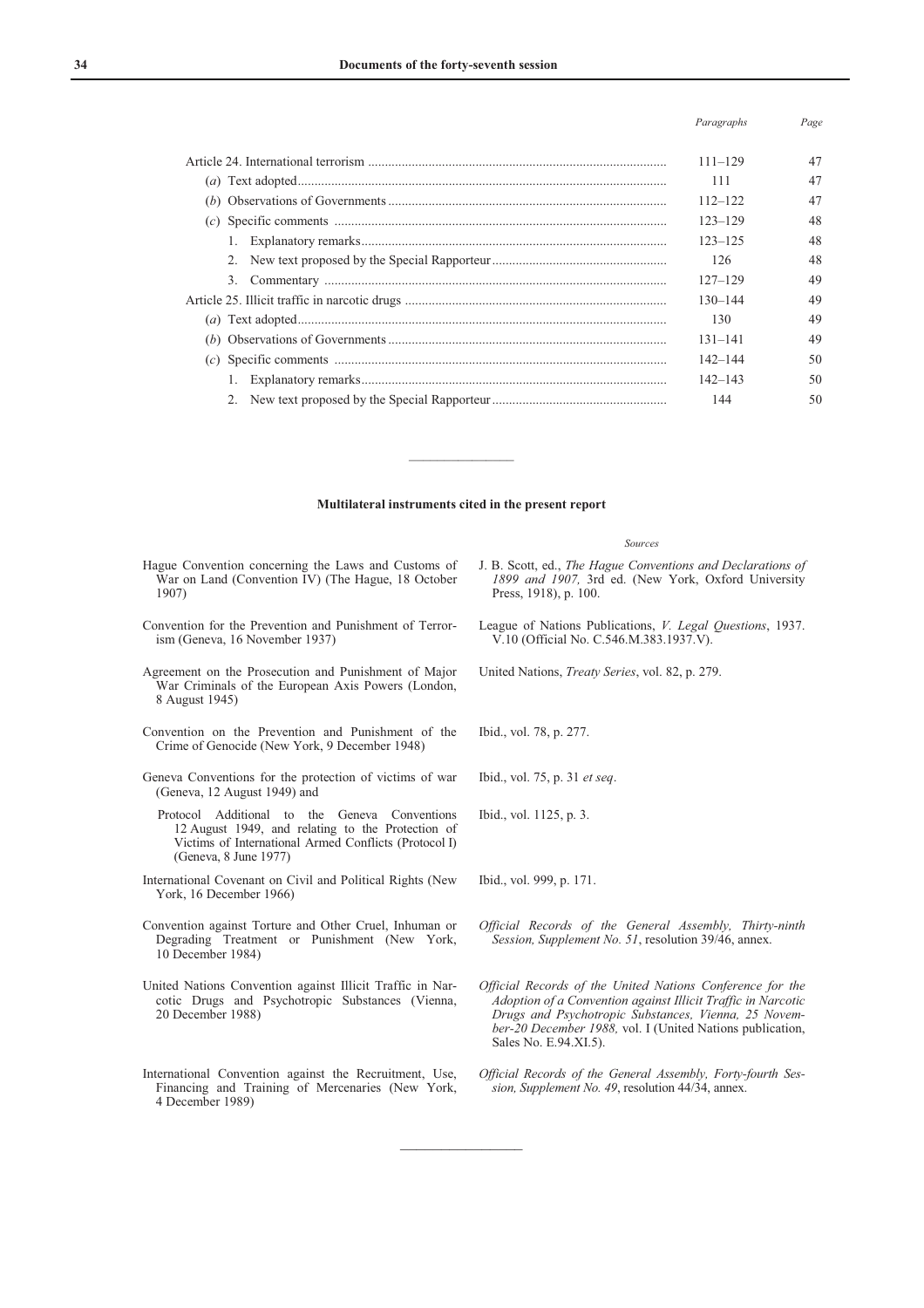| | Paragraphs | Page |
|---|---|---|
| Article 24. International terrorism | 111–129 | 47 |
| (*a*) Text adopted | 111 | 47 |
| (*b*) Observations of Governments | 112–122 | 47 |
| (*c*) Specific comments | 123–129 | 48 |
| 1. Explanatory remarks | 123–125 | 48 |
| 2. New text proposed by the Special Rapporteur | 126 | 48 |
| 3. Commentary | 127–129 | 49 |
| Article 25. Illicit traffic in narcotic drugs | 130–144 | 49 |
| (*a*) Text adopted | 130 | 49 |
| (*b*) Observations of Governments | 131–141 | 49 |
| (*c*) Specific comments | 142–144 | 50 |
| 1. Explanatory remarks | 142–143 | 50 |
| 2. New text proposed by the Special Rapporteur | 144 | 50 |

---

## Multilateral instruments cited in the present report

| | *Sources* |
|---|---|
| Hague Convention concerning the Laws and Customs of War on Land (Convention IV) (The Hague, 18 October 1907) | J. B. Scott, ed., *The Hague Conventions and Declarations of 1899 and 1907,* 3rd ed. (New York, Oxford University Press, 1918), p. 100. |
| Convention for the Prevention and Punishment of Terrorism (Geneva, 16 November 1937) | League of Nations Publications, *V. Legal Questions*, 1937. V.10 (Official No. C.546.M.383.1937.V). |
| Agreement on the Prosecution and Punishment of Major War Criminals of the European Axis Powers (London, 8 August 1945) | United Nations, *Treaty Series*, vol. 82, p. 279. |
| Convention on the Prevention and Punishment of the Crime of Genocide (New York, 9 December 1948) | Ibid., vol. 78, p. 277. |
| Geneva Conventions for the protection of victims of war (Geneva, 12 August 1949) and | Ibid., vol. 75, p. 31 *et seq*. |
| Protocol Additional to the Geneva Conventions 12 August 1949, and relating to the Protection of Victims of International Armed Conflicts (Protocol I) (Geneva, 8 June 1977) | Ibid., vol. 1125, p. 3. |
| International Covenant on Civil and Political Rights (New York, 16 December 1966) | Ibid., vol. 999, p. 171. |
| Convention against Torture and Other Cruel, Inhuman or Degrading Treatment or Punishment (New York, 10 December 1984) | *Official Records of the General Assembly, Thirty-ninth Session, Supplement No. 51*, resolution 39/46, annex. |
| United Nations Convention against Illicit Traffic in Narcotic Drugs and Psychotropic Substances (Vienna, 20 December 1988) | *Official Records of the United Nations Conference for the Adoption of a Convention against Illicit Traffic in Narcotic Drugs and Psychotropic Substances, Vienna, 25 November-20 December 1988,* vol. I (United Nations publication, Sales No. E.94.XI.5). |
| International Convention against the Recruitment, Use, Financing and Training of Mercenaries (New York, 4 December 1989) | *Official Records of the General Assembly, Forty-fourth Session, Supplement No. 49*, resolution 44/34, annex. |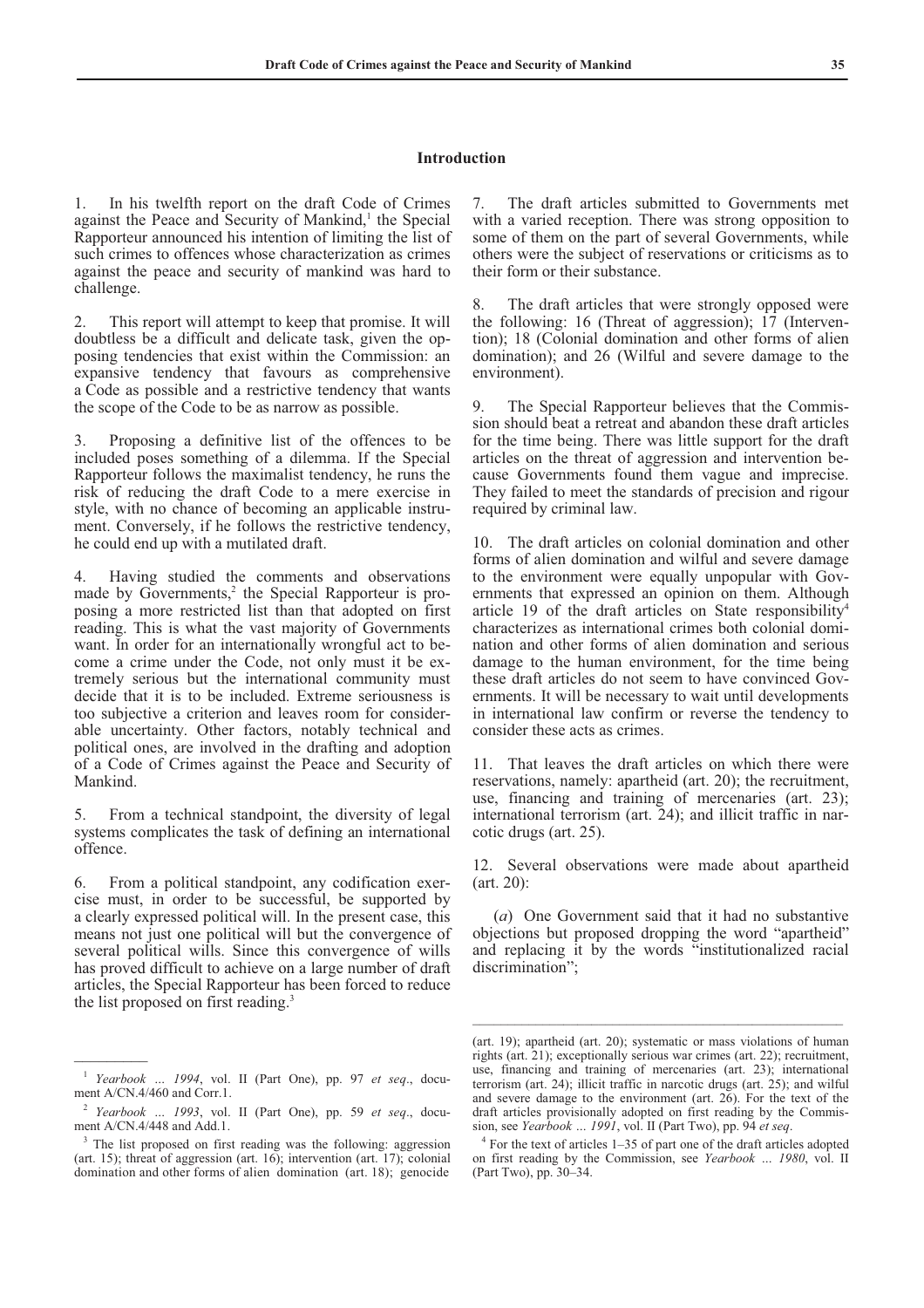## Introduction

1. In his twelfth report on the draft Code of Crimes against the Peace and Security of Mankind,[1] the Special Rapporteur announced his intention of limiting the list of such crimes to offences whose characterization as crimes against the peace and security of mankind was hard to challenge.

2. This report will attempt to keep that promise. It will doubtless be a difficult and delicate task, given the opposing tendencies that exist within the Commission: an expansive tendency that favours as comprehensive a Code as possible and a restrictive tendency that wants the scope of the Code to be as narrow as possible.

3. Proposing a definitive list of the offences to be included poses something of a dilemma. If the Special Rapporteur follows the maximalist tendency, he runs the risk of reducing the draft Code to a mere exercise in style, with no chance of becoming an applicable instrument. Conversely, if he follows the restrictive tendency, he could end up with a mutilated draft.

4. Having studied the comments and observations made by Governments,[2] the Special Rapporteur is proposing a more restricted list than that adopted on first reading. This is what the vast majority of Governments want. In order for an internationally wrongful act to become a crime under the Code, not only must it be extremely serious but the international community must decide that it is to be included. Extreme seriousness is too subjective a criterion and leaves room for considerable uncertainty. Other factors, notably technical and political ones, are involved in the drafting and adoption of a Code of Crimes against the Peace and Security of Mankind.

5. From a technical standpoint, the diversity of legal systems complicates the task of defining an international offence.

6. From a political standpoint, any codification exercise must, in order to be successful, be supported by a clearly expressed political will. In the present case, this means not just one political will but the convergence of several political wills. Since this convergence of wills has proved difficult to achieve on a large number of draft articles, the Special Rapporteur has been forced to reduce the list proposed on first reading.[3]

7. The draft articles submitted to Governments met with a varied reception. There was strong opposition to some of them on the part of several Governments, while others were the subject of reservations or criticisms as to their form or their substance.

8. The draft articles that were strongly opposed were the following: 16 (Threat of aggression); 17 (Intervention); 18 (Colonial domination and other forms of alien domination); and 26 (Wilful and severe damage to the environment).

9. The Special Rapporteur believes that the Commission should beat a retreat and abandon these draft articles for the time being. There was little support for the draft articles on the threat of aggression and intervention because Governments found them vague and imprecise. They failed to meet the standards of precision and rigour required by criminal law.

10. The draft articles on colonial domination and other forms of alien domination and wilful and severe damage to the environment were equally unpopular with Governments that expressed an opinion on them. Although article 19 of the draft articles on State responsibility[4] characterizes as international crimes both colonial domination and other forms of alien domination and serious damage to the human environment, for the time being these draft articles do not seem to have convinced Governments. It will be necessary to wait until developments in international law confirm or reverse the tendency to consider these acts as crimes.

11. That leaves the draft articles on which there were reservations, namely: apartheid (art. 20); the recruitment, use, financing and training of mercenaries (art. 23); international terrorism (art. 24); and illicit traffic in narcotic drugs (art. 25).

12. Several observations were made about apartheid (art. 20):

(*a*) One Government said that it had no substantive objections but proposed dropping the word "apartheid" and replacing it by the words "institutionalized racial discrimination";

---

[1] *Yearbook ... 1994*, vol. II (Part One), pp. 97 *et seq*., document A/CN.4/460 and Corr.1.

[2] *Yearbook ... 1993*, vol. II (Part One), pp. 59 *et seq*., document A/CN.4/448 and Add.1.

[3] The list proposed on first reading was the following: aggression (art. 15); threat of aggression (art. 16); intervention (art. 17); colonial domination and other forms of alien domination (art. 18); genocide (art. 19); apartheid (art. 20); systematic or mass violations of human rights (art. 21); exceptionally serious war crimes (art. 22); recruitment, use, financing and training of mercenaries (art. 23); international terrorism (art. 24); illicit traffic in narcotic drugs (art. 25); and wilful and severe damage to the environment (art. 26). For the text of the draft articles provisionally adopted on first reading by the Commission, see *Yearbook ... 1991*, vol. II (Part Two), pp. 94 *et seq*.

[4] For the text of articles 1–35 of part one of the draft articles adopted on first reading by the Commission, see *Yearbook ... 1980*, vol. II (Part Two), pp. 30–34.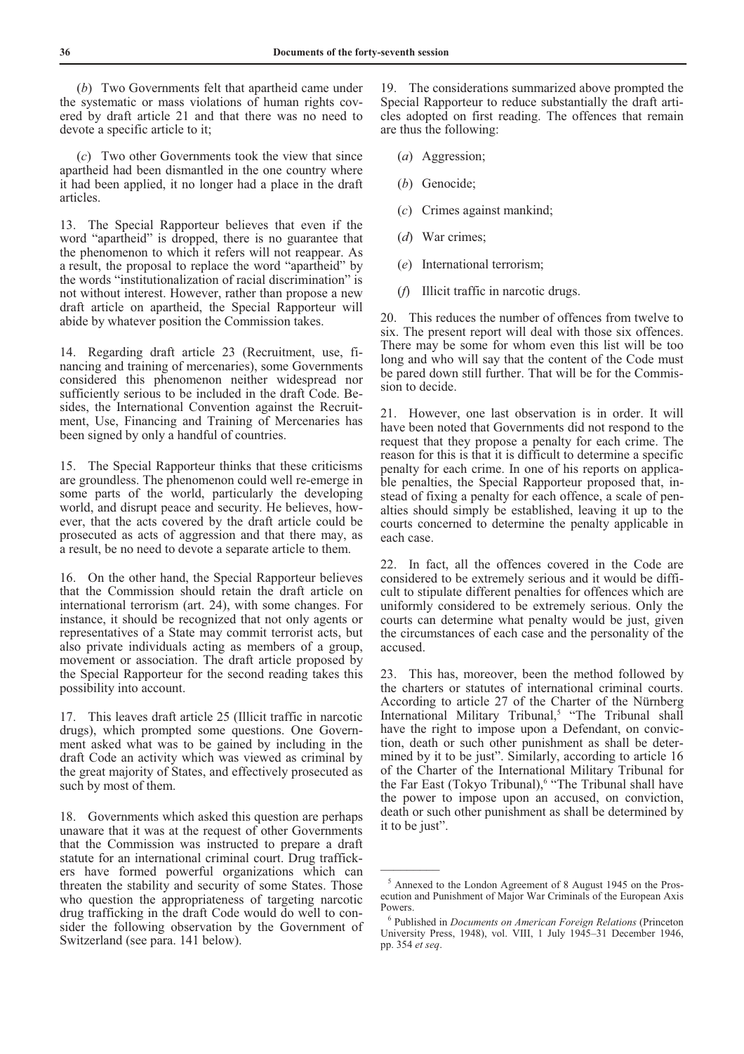(*b*) Two Governments felt that apartheid came under the systematic or mass violations of human rights covered by draft article 21 and that there was no need to devote a specific article to it;

(*c*) Two other Governments took the view that since apartheid had been dismantled in the one country where it had been applied, it no longer had a place in the draft articles.

13. The Special Rapporteur believes that even if the word "apartheid" is dropped, there is no guarantee that the phenomenon to which it refers will not reappear. As a result, the proposal to replace the word "apartheid" by the words "institutionalization of racial discrimination" is not without interest. However, rather than propose a new draft article on apartheid, the Special Rapporteur will abide by whatever position the Commission takes.

14. Regarding draft article 23 (Recruitment, use, financing and training of mercenaries), some Governments considered this phenomenon neither widespread nor sufficiently serious to be included in the draft Code. Besides, the International Convention against the Recruitment, Use, Financing and Training of Mercenaries has been signed by only a handful of countries.

15. The Special Rapporteur thinks that these criticisms are groundless. The phenomenon could well re-emerge in some parts of the world, particularly the developing world, and disrupt peace and security. He believes, however, that the acts covered by the draft article could be prosecuted as acts of aggression and that there may, as a result, be no need to devote a separate article to them.

16. On the other hand, the Special Rapporteur believes that the Commission should retain the draft article on international terrorism (art. 24), with some changes. For instance, it should be recognized that not only agents or representatives of a State may commit terrorist acts, but also private individuals acting as members of a group, movement or association. The draft article proposed by the Special Rapporteur for the second reading takes this possibility into account.

17. This leaves draft article 25 (Illicit traffic in narcotic drugs), which prompted some questions. One Government asked what was to be gained by including in the draft Code an activity which was viewed as criminal by the great majority of States, and effectively prosecuted as such by most of them.

18. Governments which asked this question are perhaps unaware that it was at the request of other Governments that the Commission was instructed to prepare a draft statute for an international criminal court. Drug traffickers have formed powerful organizations which can threaten the stability and security of some States. Those who question the appropriateness of targeting narcotic drug trafficking in the draft Code would do well to consider the following observation by the Government of Switzerland (see para. 141 below).

19. The considerations summarized above prompted the Special Rapporteur to reduce substantially the draft articles adopted on first reading. The offences that remain are thus the following:

(*a*) Aggression;

(*b*) Genocide;

(*c*) Crimes against mankind;

(*d*) War crimes;

(*e*) International terrorism;

(*f*) Illicit traffic in narcotic drugs.

20. This reduces the number of offences from twelve to six. The present report will deal with those six offences. There may be some for whom even this list will be too long and who will say that the content of the Code must be pared down still further. That will be for the Commission to decide.

21. However, one last observation is in order. It will have been noted that Governments did not respond to the request that they propose a penalty for each crime. The reason for this is that it is difficult to determine a specific penalty for each crime. In one of his reports on applicable penalties, the Special Rapporteur proposed that, instead of fixing a penalty for each offence, a scale of penalties should simply be established, leaving it up to the courts concerned to determine the penalty applicable in each case.

22. In fact, all the offences covered in the Code are considered to be extremely serious and it would be difficult to stipulate different penalties for offences which are uniformly considered to be extremely serious. Only the courts can determine what penalty would be just, given the circumstances of each case and the personality of the accused.

23. This has, moreover, been the method followed by the charters or statutes of international criminal courts. According to article 27 of the Charter of the Nürnberg International Military Tribunal,[5] "The Tribunal shall have the right to impose upon a Defendant, on conviction, death or such other punishment as shall be determined by it to be just". Similarly, according to article 16 of the Charter of the International Military Tribunal for the Far East (Tokyo Tribunal),[6] "The Tribunal shall have the power to impose upon an accused, on conviction, death or such other punishment as shall be determined by it to be just".

---

[5] Annexed to the London Agreement of 8 August 1945 on the Prosecution and Punishment of Major War Criminals of the European Axis Powers.

[6] Published in *Documents on American Foreign Relations* (Princeton University Press, 1948), vol. VIII, 1 July 1945–31 December 1946, pp. 354 *et seq*.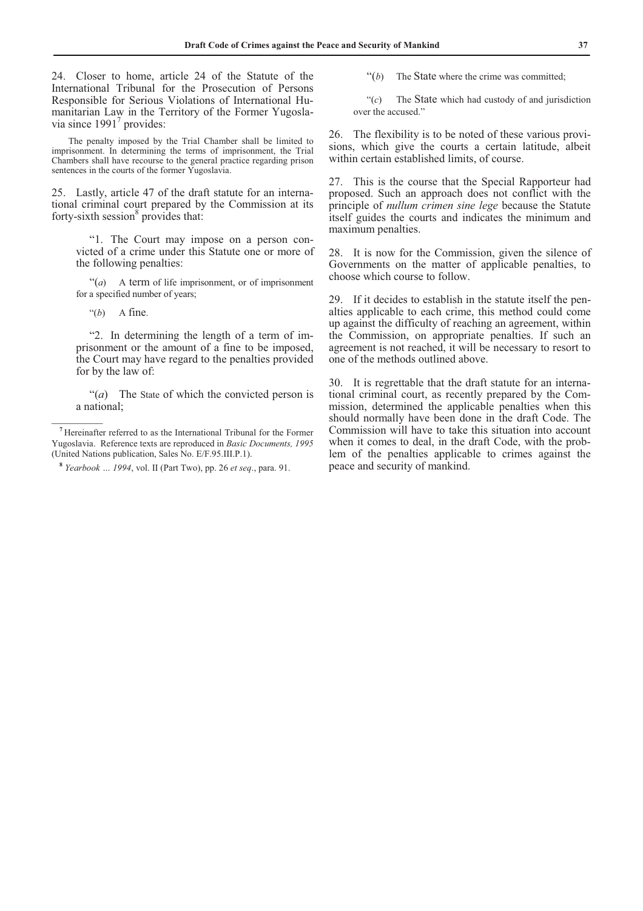24. Closer to home, article 24 of the Statute of the International Tribunal for the Prosecution of Persons Responsible for Serious Violations of International Humanitarian Law in the Territory of the Former Yugoslavia since 1991[7] provides:

> The penalty imposed by the Trial Chamber shall be limited to imprisonment. In determining the terms of imprisonment, the Trial Chambers shall have recourse to the general practice regarding prison sentences in the courts of the former Yugoslavia.

25. Lastly, article 47 of the draft statute for an international criminal court prepared by the Commission at its forty-sixth session[8] provides that:

> "1. The Court may impose on a person convicted of a crime under this Statute one or more of the following penalties:
>
> "(*a*) A term of life imprisonment, or of imprisonment for a specified number of years;
>
> "(*b*) A fine.
>
> "2. In determining the length of a term of imprisonment or the amount of a fine to be imposed, the Court may have regard to the penalties provided for by the law of:
>
> "(*a*) The State of which the convicted person is a national;
>
> "(*b*) The State where the crime was committed;
>
> "(*c*) The State which had custody of and jurisdiction over the accused."

26. The flexibility is to be noted of these various provisions, which give the courts a certain latitude, albeit within certain established limits, of course.

27. This is the course that the Special Rapporteur had proposed. Such an approach does not conflict with the principle of *nullum crimen sine lege* because the Statute itself guides the courts and indicates the minimum and maximum penalties.

28. It is now for the Commission, given the silence of Governments on the matter of applicable penalties, to choose which course to follow.

29. If it decides to establish in the statute itself the penalties applicable to each crime, this method could come up against the difficulty of reaching an agreement, within the Commission, on appropriate penalties. If such an agreement is not reached, it will be necessary to resort to one of the methods outlined above.

30. It is regrettable that the draft statute for an international criminal court, as recently prepared by the Commission, determined the applicable penalties when this should normally have been done in the draft Code. The Commission will have to take this situation into account when it comes to deal, in the draft Code, with the problem of the penalties applicable to crimes against the peace and security of mankind.

---

[7] Hereinafter referred to as the International Tribunal for the Former Yugoslavia. Reference texts are reproduced in *Basic Documents, 1995* (United Nations publication, Sales No. E/F.95.III.P.1).

[8] *Yearbook … 1994*, vol. II (Part Two), pp. 26 *et seq*., para. 91.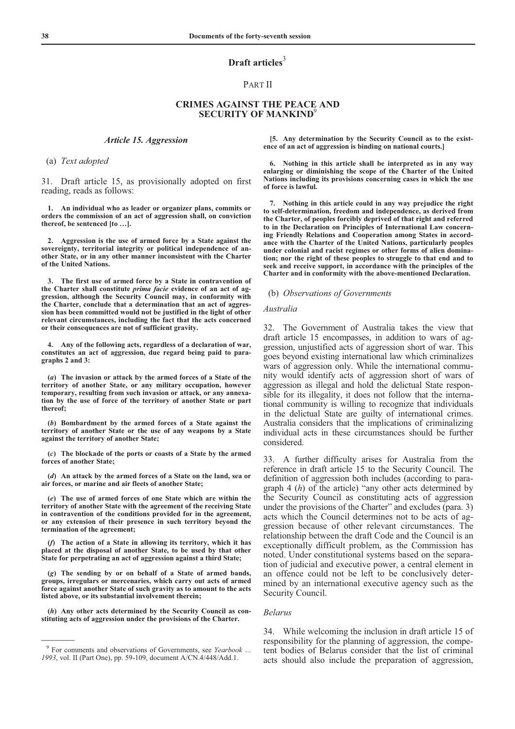## Draft articles[3]

### PART II

### CRIMES AGAINST THE PEACE AND SECURITY OF MANKIND[9]

#### *Article 15. Aggression*

(a) *Text adopted*

31. Draft article 15, as provisionally adopted on first reading, reads as follows:

**1. An individual who as leader or organizer plans, commits or orders the commission of an act of aggression shall, on conviction thereof, be sentenced [to …].**

**2. Aggression is the use of armed force by a State against the sovereignty, territorial integrity or political independence of another State, or in any other manner inconsistent with the Charter of the United Nations.**

**3. The first use of armed force by a State in contravention of the Charter shall constitute *prima facie* evidence of an act of aggression, although the Security Council may, in conformity with the Charter, conclude that a determination that an act of aggression has been committed would not be justified in the light of other relevant circumstances, including the fact that the acts concerned or their consequences are not of sufficient gravity.**

**4. Any of the following acts, regardless of a declaration of war, constitutes an act of aggression, due regard being paid to paragraphs 2 and 3:**

**(*a*) The invasion or attack by the armed forces of a State of the territory of another State, or any military occupation, however temporary, resulting from such invasion or attack, or any annexation by the use of force of the territory of another State or part thereof;**

**(*b*) Bombardment by the armed forces of a State against the territory of another State or the use of any weapons by a State against the territory of another State;**

**(*c*) The blockade of the ports or coasts of a State by the armed forces of another State;**

**(*d*) An attack by the armed forces of a State on the land, sea or air forces, or marine and air fleets of another State;**

**(*e*) The use of armed forces of one State which are within the territory of another State with the agreement of the receiving State in contravention of the conditions provided for in the agreement, or any extension of their presence in such territory beyond the termination of the agreement;**

**(*f*) The action of a State in allowing its territory, which it has placed at the disposal of another State, to be used by that other State for perpetrating an act of aggression against a third State;**

**(*g*) The sending by or on behalf of a State of armed bands, groups, irregulars or mercenaries, which carry out acts of armed force against another State of such gravity as to amount to the acts listed above, or its substantial involvement therein;**

**(*h*) Any other acts determined by the Security Council as constituting acts of aggression under the provisions of the Charter.**

**[5. Any determination by the Security Council as to the existence of an act of aggression is binding on national courts.]**

**6. Nothing in this article shall be interpreted as in any way enlarging or diminishing the scope of the Charter of the United Nations including its provisions concerning cases in which the use of force is lawful.**

**7. Nothing in this article could in any way prejudice the right to self-determination, freedom and independence, as derived from the Charter, of peoples forcibly deprived of that right and referred to in the Declaration on Principles of International Law concerning Friendly Relations and Cooperation among States in accordance with the Charter of the United Nations, particularly peoples under colonial and racist regimes or other forms of alien domination; nor the right of these peoples to struggle to that end and to seek and receive support, in accordance with the principles of the Charter and in conformity with the above-mentioned Declaration.**

(b) *Observations of Governments*

*Australia*

32. The Government of Australia takes the view that draft article 15 encompasses, in addition to wars of aggression, unjustified acts of aggression short of war. This goes beyond existing international law which criminalizes wars of aggression only. While the international community would identify acts of aggression short of wars of aggression as illegal and hold the delictual State responsible for its illegality, it does not follow that the international community is willing to recognize that individuals in the delictual State are guilty of international crimes. Australia considers that the implications of criminalizing individual acts in these circumstances should be further considered.

33. A further difficulty arises for Australia from the reference in draft article 15 to the Security Council. The definition of aggression both includes (according to paragraph 4 (*h*) of the article) "any other acts determined by the Security Council as constituting acts of aggression under the provisions of the Charter" and excludes (para. 3) acts which the Council determines not to be acts of aggression because of other relevant circumstances. The relationship between the draft Code and the Council is an exceptionally difficult problem, as the Commission has noted. Under constitutional systems based on the separation of judicial and executive power, a central element in an offence could not be left to be conclusively determined by an international executive agency such as the Security Council.

*Belarus*

34. While welcoming the inclusion in draft article 15 of responsibility for the planning of aggression, the competent bodies of Belarus consider that the list of criminal acts should also include the preparation of aggression,

[9] For comments and observations of Governments, see *Yearbook … 1993*, vol. II (Part One), pp. 59-109, document A/CN.4/448/Add.1.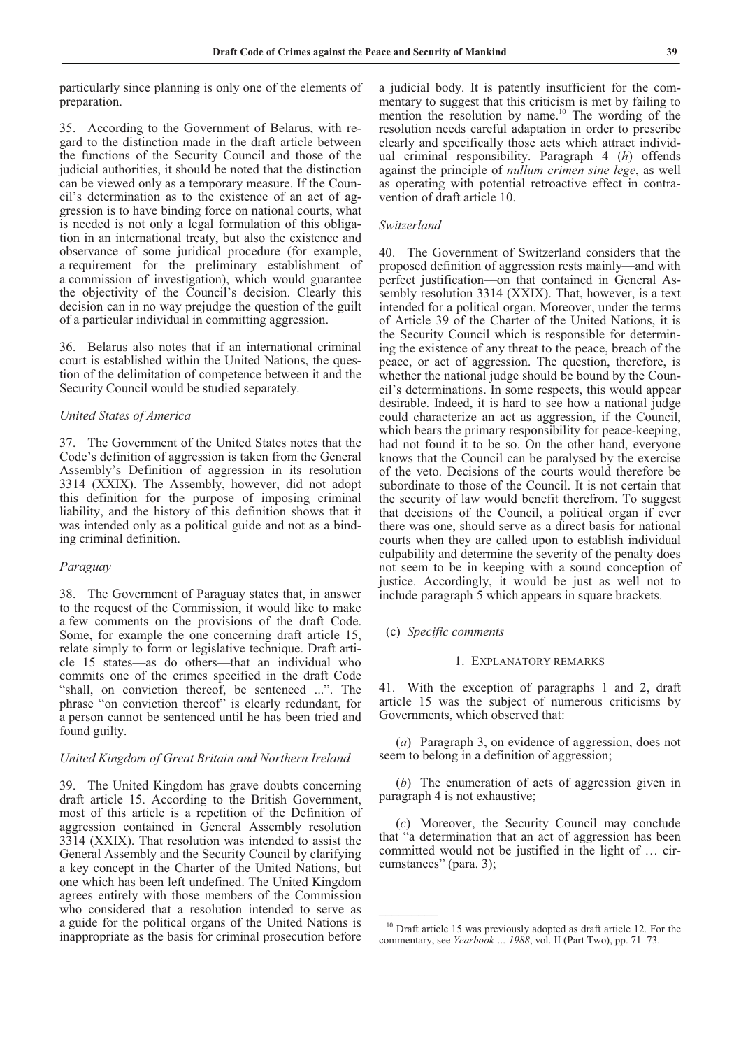particularly since planning is only one of the elements of preparation.

35. According to the Government of Belarus, with regard to the distinction made in the draft article between the functions of the Security Council and those of the judicial authorities, it should be noted that the distinction can be viewed only as a temporary measure. If the Council's determination as to the existence of an act of aggression is to have binding force on national courts, what is needed is not only a legal formulation of this obligation in an international treaty, but also the existence and observance of some juridical procedure (for example, a requirement for the preliminary establishment of a commission of investigation), which would guarantee the objectivity of the Council's decision. Clearly this decision can in no way prejudge the question of the guilt of a particular individual in committing aggression.

36. Belarus also notes that if an international criminal court is established within the United Nations, the question of the delimitation of competence between it and the Security Council would be studied separately.

*United States of America*

37. The Government of the United States notes that the Code's definition of aggression is taken from the General Assembly's Definition of aggression in its resolution 3314 (XXIX). The Assembly, however, did not adopt this definition for the purpose of imposing criminal liability, and the history of this definition shows that it was intended only as a political guide and not as a binding criminal definition.

*Paraguay*

38. The Government of Paraguay states that, in answer to the request of the Commission, it would like to make a few comments on the provisions of the draft Code. Some, for example the one concerning draft article 15, relate simply to form or legislative technique. Draft article 15 states—as do others—that an individual who commits one of the crimes specified in the draft Code "shall, on conviction thereof, be sentenced ...". The phrase "on conviction thereof" is clearly redundant, for a person cannot be sentenced until he has been tried and found guilty.

*United Kingdom of Great Britain and Northern Ireland*

39. The United Kingdom has grave doubts concerning draft article 15. According to the British Government, most of this article is a repetition of the Definition of aggression contained in General Assembly resolution 3314 (XXIX). That resolution was intended to assist the General Assembly and the Security Council by clarifying a key concept in the Charter of the United Nations, but one which has been left undefined. The United Kingdom agrees entirely with those members of the Commission who considered that a resolution intended to serve as a guide for the political organs of the United Nations is inappropriate as the basis for criminal prosecution before a judicial body. It is patently insufficient for the commentary to suggest that this criticism is met by failing to mention the resolution by name.[10] The wording of the resolution needs careful adaptation in order to prescribe clearly and specifically those acts which attract individual criminal responsibility. Paragraph 4 (*h*) offends against the principle of *nullum crimen sine lege*, as well as operating with potential retroactive effect in contravention of draft article 10.

*Switzerland*

40. The Government of Switzerland considers that the proposed definition of aggression rests mainly—and with perfect justification—on that contained in General Assembly resolution 3314 (XXIX). That, however, is a text intended for a political organ. Moreover, under the terms of Article 39 of the Charter of the United Nations, it is the Security Council which is responsible for determining the existence of any threat to the peace, breach of the peace, or act of aggression. The question, therefore, is whether the national judge should be bound by the Council's determinations. In some respects, this would appear desirable. Indeed, it is hard to see how a national judge could characterize an act as aggression, if the Council, which bears the primary responsibility for peace-keeping, had not found it to be so. On the other hand, everyone knows that the Council can be paralysed by the exercise of the veto. Decisions of the courts would therefore be subordinate to those of the Council. It is not certain that the security of law would benefit therefrom. To suggest that decisions of the Council, a political organ if ever there was one, should serve as a direct basis for national courts when they are called upon to establish individual culpability and determine the severity of the penalty does not seem to be in keeping with a sound conception of justice. Accordingly, it would be just as well not to include paragraph 5 which appears in square brackets.

(c) *Specific comments*

1. Explanatory remarks

41. With the exception of paragraphs 1 and 2, draft article 15 was the subject of numerous criticisms by Governments, which observed that:

(*a*) Paragraph 3, on evidence of aggression, does not seem to belong in a definition of aggression;

(*b*) The enumeration of acts of aggression given in paragraph 4 is not exhaustive;

(*c*) Moreover, the Security Council may conclude that "a determination that an act of aggression has been committed would not be justified in the light of … circumstances" (para. 3);

---

[10] Draft article 15 was previously adopted as draft article 12. For the commentary, see *Yearbook ... 1988*, vol. II (Part Two), pp. 71–73.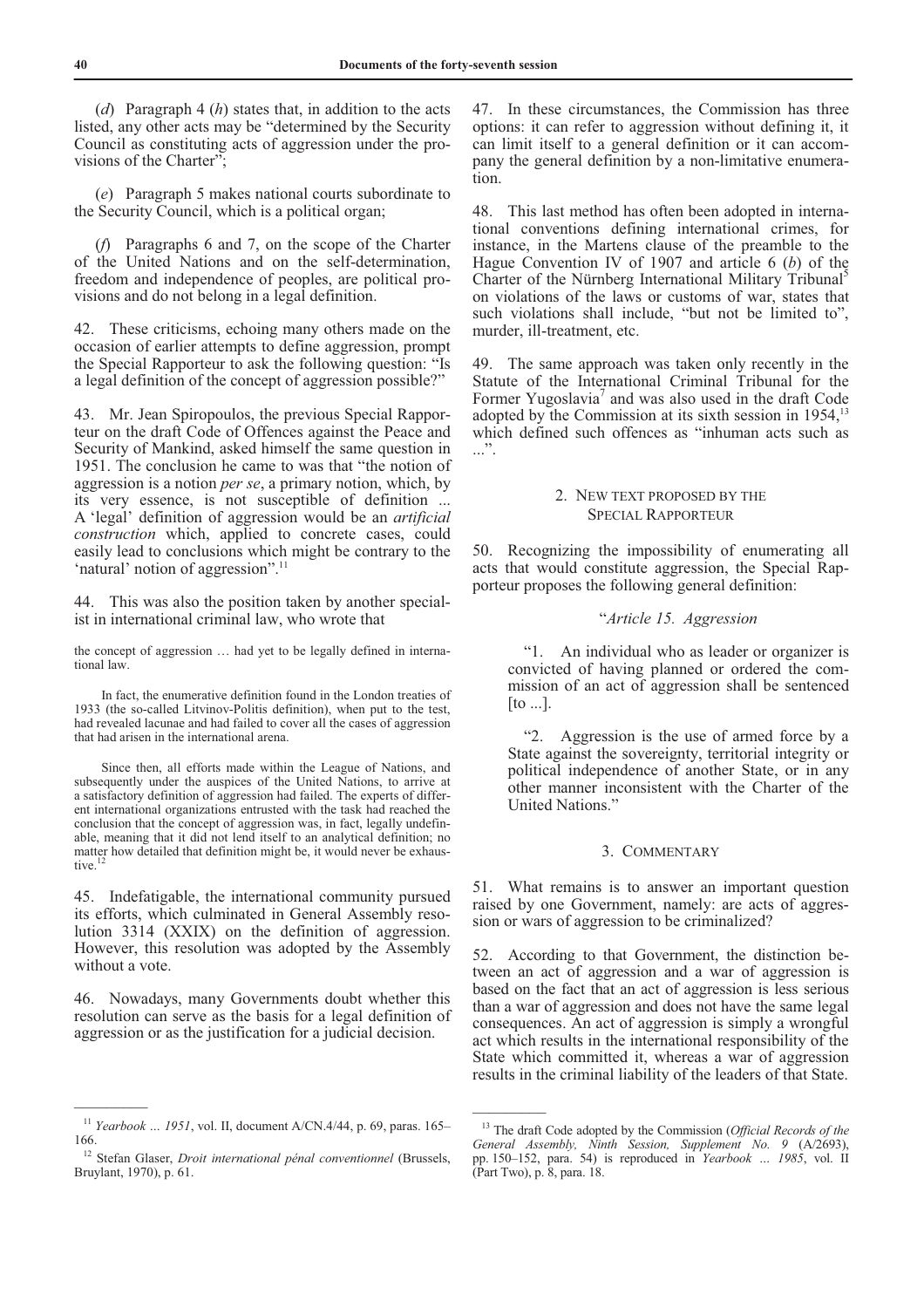(*d*) Paragraph 4 (*h*) states that, in addition to the acts listed, any other acts may be "determined by the Security Council as constituting acts of aggression under the provisions of the Charter";

(*e*) Paragraph 5 makes national courts subordinate to the Security Council, which is a political organ;

(*f*) Paragraphs 6 and 7, on the scope of the Charter of the United Nations and on the self-determination, freedom and independence of peoples, are political provisions and do not belong in a legal definition.

42. These criticisms, echoing many others made on the occasion of earlier attempts to define aggression, prompt the Special Rapporteur to ask the following question: "Is a legal definition of the concept of aggression possible?"

43. Mr. Jean Spiropoulos, the previous Special Rapporteur on the draft Code of Offences against the Peace and Security of Mankind, asked himself the same question in 1951. The conclusion he came to was that "the notion of aggression is a notion *per se*, a primary notion, which, by its very essence, is not susceptible of definition ... A 'legal' definition of aggression would be an *artificial construction* which, applied to concrete cases, could easily lead to conclusions which might be contrary to the 'natural' notion of aggression".[11]

44. This was also the position taken by another specialist in international criminal law, who wrote that

> the concept of aggression … had yet to be legally defined in international law.
>
> In fact, the enumerative definition found in the London treaties of 1933 (the so-called Litvinov-Politis definition), when put to the test, had revealed lacunae and had failed to cover all the cases of aggression that had arisen in the international arena.
>
> Since then, all efforts made within the League of Nations, and subsequently under the auspices of the United Nations, to arrive at a satisfactory definition of aggression had failed. The experts of different international organizations entrusted with the task had reached the conclusion that the concept of aggression was, in fact, legally undefinable, meaning that it did not lend itself to an analytical definition; no matter how detailed that definition might be, it would never be exhaustive.[12]

45. Indefatigable, the international community pursued its efforts, which culminated in General Assembly resolution 3314 (XXIX) on the definition of aggression. However, this resolution was adopted by the Assembly without a vote.

46. Nowadays, many Governments doubt whether this resolution can serve as the basis for a legal definition of aggression or as the justification for a judicial decision.

47. In these circumstances, the Commission has three options: it can refer to aggression without defining it, it can limit itself to a general definition or it can accompany the general definition by a non-limitative enumeration.

48. This last method has often been adopted in international conventions defining international crimes, for instance, in the Martens clause of the preamble to the Hague Convention IV of 1907 and article 6 (*b*) of the Charter of the Nürnberg International Military Tribunal[5] on violations of the laws or customs of war, states that such violations shall include, "but not be limited to", murder, ill-treatment, etc.

49. The same approach was taken only recently in the Statute of the International Criminal Tribunal for the Former Yugoslavia[7] and was also used in the draft Code adopted by the Commission at its sixth session in 1954,[13] which defined such offences as "inhuman acts such as ...".

## 2. New text proposed by the Special Rapporteur

50. Recognizing the impossibility of enumerating all acts that would constitute aggression, the Special Rapporteur proposes the following general definition:

"*Article 15. Aggression*

"1. An individual who as leader or organizer is convicted of having planned or ordered the commission of an act of aggression shall be sentenced [to ...].

"2. Aggression is the use of armed force by a State against the sovereignty, territorial integrity or political independence of another State, or in any other manner inconsistent with the Charter of the United Nations."

## 3. Commentary

51. What remains is to answer an important question raised by one Government, namely: are acts of aggression or wars of aggression to be criminalized?

52. According to that Government, the distinction between an act of aggression and a war of aggression is based on the fact that an act of aggression is less serious than a war of aggression and does not have the same legal consequences. An act of aggression is simply a wrongful act which results in the international responsibility of the State which committed it, whereas a war of aggression results in the criminal liability of the leaders of that State.

---

[11] *Yearbook ... 1951*, vol. II, document A/CN.4/44, p. 69, paras. 165–166.

[12] Stefan Glaser, *Droit international pénal conventionnel* (Brussels, Bruylant, 1970), p. 61.

[13] The draft Code adopted by the Commission (*Official Records of the General Assembly, Ninth Session, Supplement No. 9* (A/2693), pp. 150–152, para. 54) is reproduced in *Yearbook ... 1985*, vol. II (Part Two), p. 8, para. 18.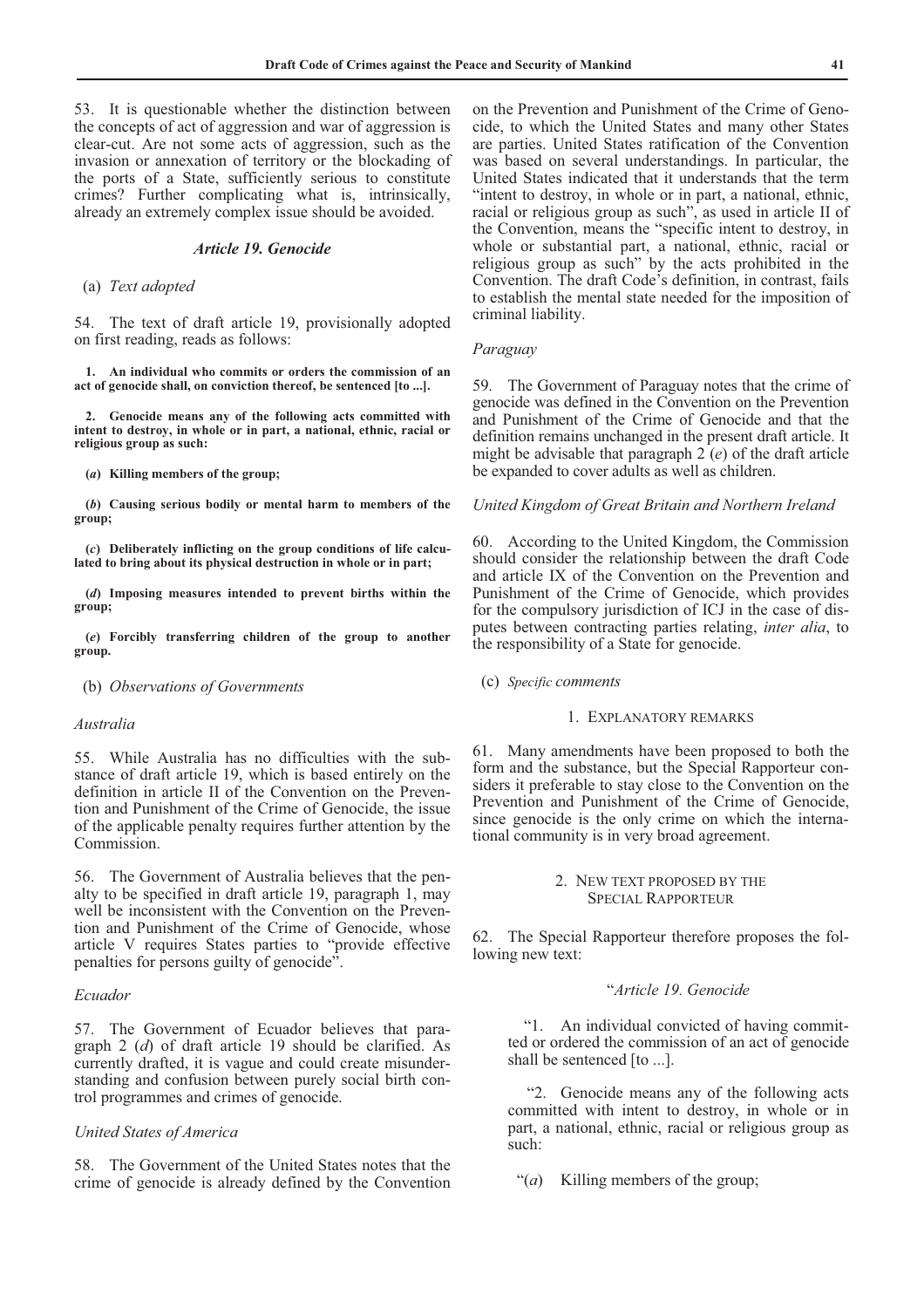53. It is questionable whether the distinction between the concepts of act of aggression and war of aggression is clear-cut. Are not some acts of aggression, such as the invasion or annexation of territory or the blockading of the ports of a State, sufficiently serious to constitute crimes? Further complicating what is, intrinsically, already an extremely complex issue should be avoided.

### *Article 19. Genocide*

(a) *Text adopted*

54. The text of draft article 19, provisionally adopted on first reading, reads as follows:

**1. An individual who commits or orders the commission of an act of genocide shall, on conviction thereof, be sentenced [to ...].**

**2. Genocide means any of the following acts committed with intent to destroy, in whole or in part, a national, ethnic, racial or religious group as such:**

**(*a*) Killing members of the group;**

**(*b*) Causing serious bodily or mental harm to members of the group;**

**(*c*) Deliberately inflicting on the group conditions of life calculated to bring about its physical destruction in whole or in part;**

**(*d*) Imposing measures intended to prevent births within the group;**

**(*e*) Forcibly transferring children of the group to another group.**

(b) *Observations of Governments*

*Australia*

55. While Australia has no difficulties with the substance of draft article 19, which is based entirely on the definition in article II of the Convention on the Prevention and Punishment of the Crime of Genocide, the issue of the applicable penalty requires further attention by the Commission.

56. The Government of Australia believes that the penalty to be specified in draft article 19, paragraph 1, may well be inconsistent with the Convention on the Prevention and Punishment of the Crime of Genocide, whose article V requires States parties to "provide effective penalties for persons guilty of genocide".

*Ecuador*

57. The Government of Ecuador believes that paragraph 2 (*d*) of draft article 19 should be clarified. As currently drafted, it is vague and could create misunderstanding and confusion between purely social birth control programmes and crimes of genocide.

*United States of America*

58. The Government of the United States notes that the crime of genocide is already defined by the Convention on the Prevention and Punishment of the Crime of Genocide, to which the United States and many other States are parties. United States ratification of the Convention was based on several understandings. In particular, the United States indicated that it understands that the term "intent to destroy, in whole or in part, a national, ethnic, racial or religious group as such", as used in article II of the Convention, means the "specific intent to destroy, in whole or substantial part, a national, ethnic, racial or religious group as such" by the acts prohibited in the Convention. The draft Code's definition, in contrast, fails to establish the mental state needed for the imposition of criminal liability.

*Paraguay*

59. The Government of Paraguay notes that the crime of genocide was defined in the Convention on the Prevention and Punishment of the Crime of Genocide and that the definition remains unchanged in the present draft article. It might be advisable that paragraph 2 (*e*) of the draft article be expanded to cover adults as well as children.

*United Kingdom of Great Britain and Northern Ireland*

60. According to the United Kingdom, the Commission should consider the relationship between the draft Code and article IX of the Convention on the Prevention and Punishment of the Crime of Genocide, which provides for the compulsory jurisdiction of ICJ in the case of disputes between contracting parties relating, *inter alia*, to the responsibility of a State for genocide.

(c) *Specific comments*

1. EXPLANATORY REMARKS

61. Many amendments have been proposed to both the form and the substance, but the Special Rapporteur considers it preferable to stay close to the Convention on the Prevention and Punishment of the Crime of Genocide, since genocide is the only crime on which the international community is in very broad agreement.

2. NEW TEXT PROPOSED BY THE SPECIAL RAPPORTEUR

62. The Special Rapporteur therefore proposes the following new text:

"*Article 19. Genocide*

"1. An individual convicted of having committed or ordered the commission of an act of genocide shall be sentenced [to ...].

"2. Genocide means any of the following acts committed with intent to destroy, in whole or in part, a national, ethnic, racial or religious group as such:

"(*a*) Killing members of the group;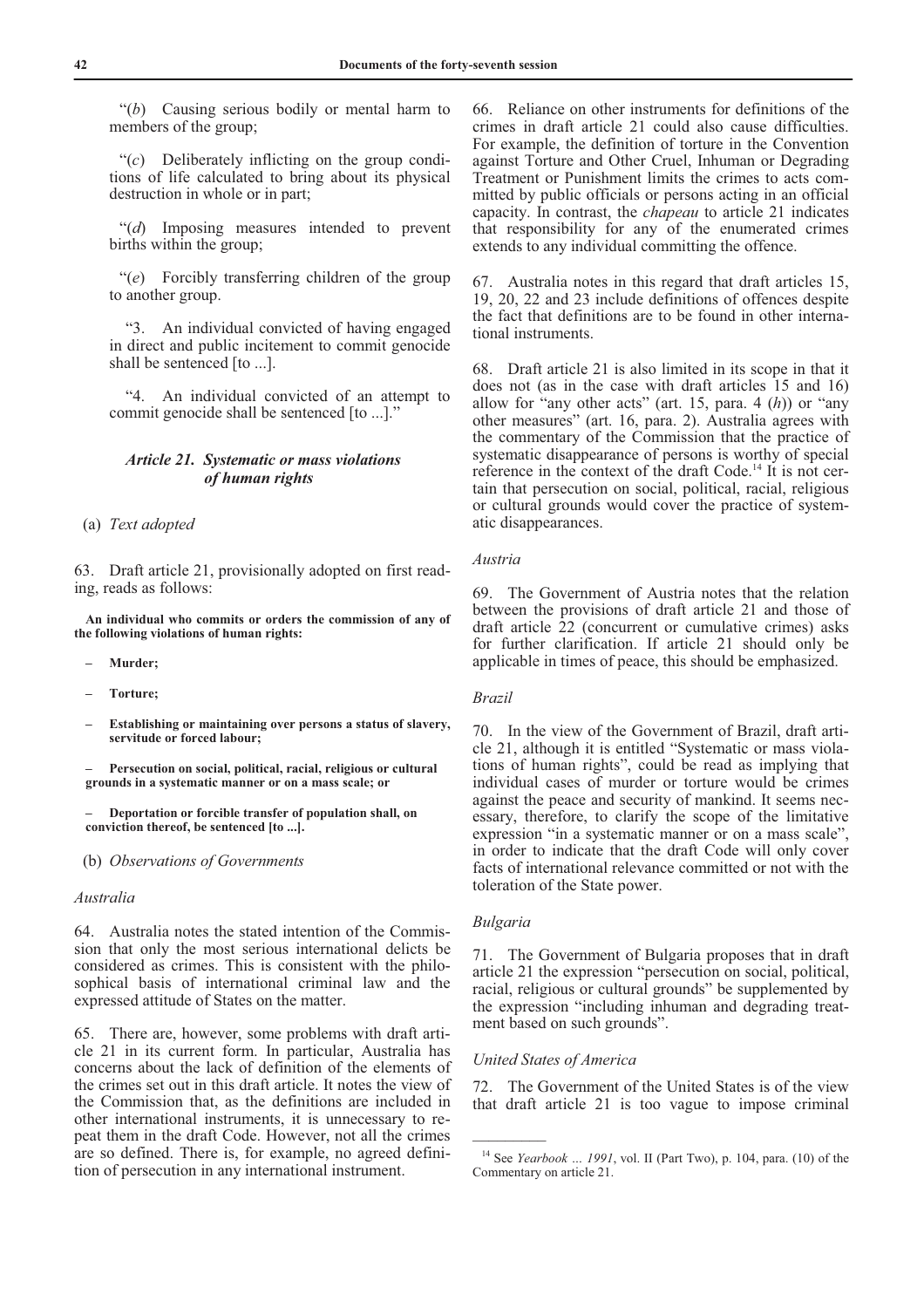"(*b*) Causing serious bodily or mental harm to members of the group;

"(*c*) Deliberately inflicting on the group conditions of life calculated to bring about its physical destruction in whole or in part;

"(*d*) Imposing measures intended to prevent births within the group;

"(*e*) Forcibly transferring children of the group to another group.

"3. An individual convicted of having engaged in direct and public incitement to commit genocide shall be sentenced [to ...].

"4. An individual convicted of an attempt to commit genocide shall be sentenced [to ...]."

### *Article 21. Systematic or mass violations of human rights*

(a) *Text adopted*

63. Draft article 21, provisionally adopted on first reading, reads as follows:

**An individual who commits or orders the commission of any of the following violations of human rights:**

- **Murder;**
- **Torture;**
- **Establishing or maintaining over persons a status of slavery, servitude or forced labour;**
- **Persecution on social, political, racial, religious or cultural grounds in a systematic manner or on a mass scale; or**
- **Deportation or forcible transfer of population shall, on conviction thereof, be sentenced [to ...].**

(b) *Observations of Governments*

*Australia*

64. Australia notes the stated intention of the Commission that only the most serious international delicts be considered as crimes. This is consistent with the philosophical basis of international criminal law and the expressed attitude of States on the matter.

65. There are, however, some problems with draft article 21 in its current form. In particular, Australia has concerns about the lack of definition of the elements of the crimes set out in this draft article. It notes the view of the Commission that, as the definitions are included in other international instruments, it is unnecessary to repeat them in the draft Code. However, not all the crimes are so defined. There is, for example, no agreed definition of persecution in any international instrument.

66. Reliance on other instruments for definitions of the crimes in draft article 21 could also cause difficulties. For example, the definition of torture in the Convention against Torture and Other Cruel, Inhuman or Degrading Treatment or Punishment limits the crimes to acts committed by public officials or persons acting in an official capacity. In contrast, the *chapeau* to article 21 indicates that responsibility for any of the enumerated crimes extends to any individual committing the offence.

67. Australia notes in this regard that draft articles 15, 19, 20, 22 and 23 include definitions of offences despite the fact that definitions are to be found in other international instruments.

68. Draft article 21 is also limited in its scope in that it does not (as in the case with draft articles 15 and 16) allow for "any other acts" (art. 15, para. 4 (*h*)) or "any other measures" (art. 16, para. 2). Australia agrees with the commentary of the Commission that the practice of systematic disappearance of persons is worthy of special reference in the context of the draft Code.[14] It is not certain that persecution on social, political, racial, religious or cultural grounds would cover the practice of systematic disappearances.

*Austria*

69. The Government of Austria notes that the relation between the provisions of draft article 21 and those of draft article 22 (concurrent or cumulative crimes) asks for further clarification. If article 21 should only be applicable in times of peace, this should be emphasized.

*Brazil*

70. In the view of the Government of Brazil, draft article 21, although it is entitled "Systematic or mass violations of human rights", could be read as implying that individual cases of murder or torture would be crimes against the peace and security of mankind. It seems necessary, therefore, to clarify the scope of the limitative expression "in a systematic manner or on a mass scale", in order to indicate that the draft Code will only cover facts of international relevance committed or not with the toleration of the State power.

*Bulgaria*

71. The Government of Bulgaria proposes that in draft article 21 the expression "persecution on social, political, racial, religious or cultural grounds" be supplemented by the expression "including inhuman and degrading treatment based on such grounds".

*United States of America*

72. The Government of the United States is of the view that draft article 21 is too vague to impose criminal

---

[14] See *Yearbook ... 1991*, vol. II (Part Two), p. 104, para. (10) of the Commentary on article 21.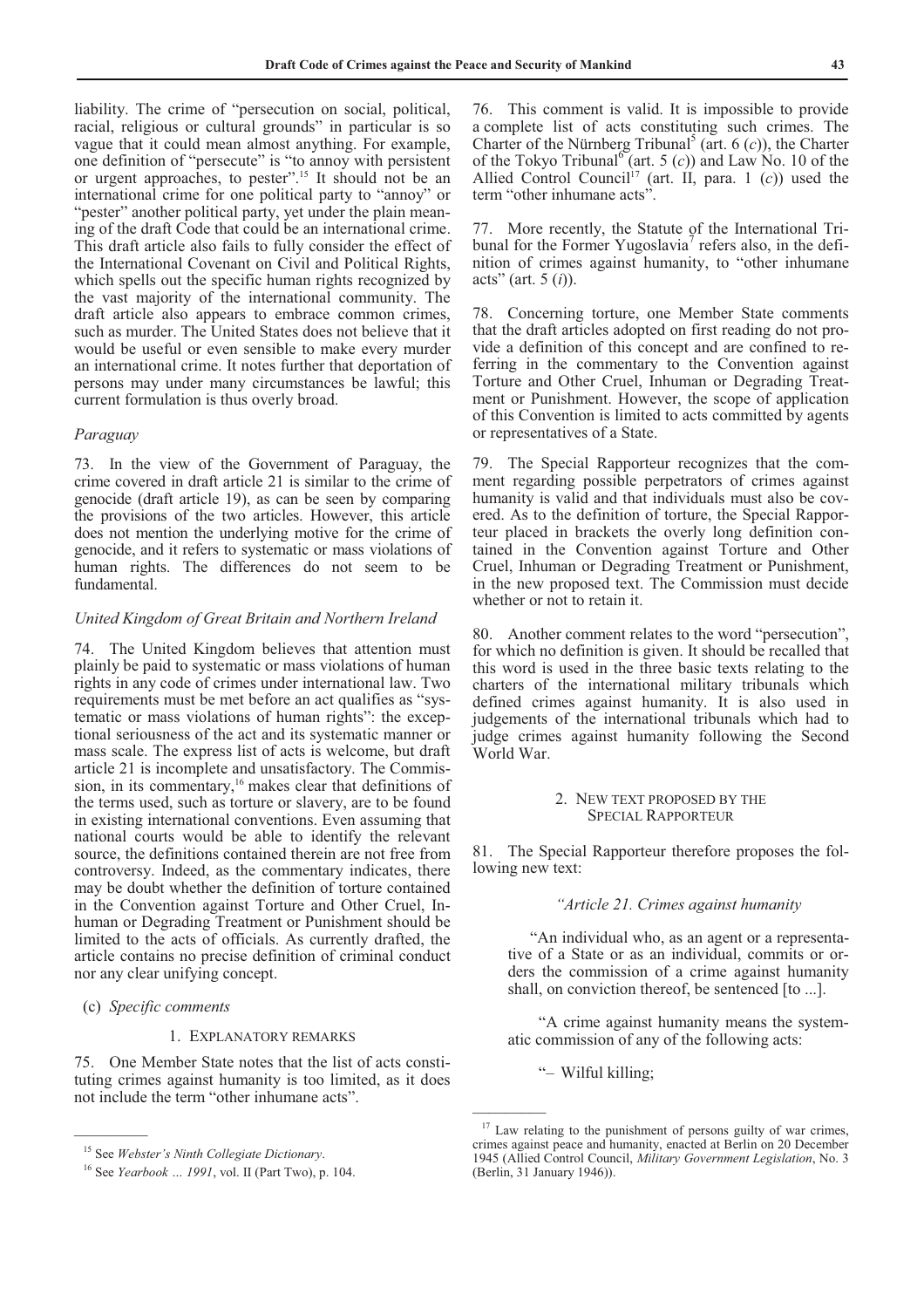liability. The crime of "persecution on social, political, racial, religious or cultural grounds" in particular is so vague that it could mean almost anything. For example, one definition of "persecute" is "to annoy with persistent or urgent approaches, to pester".[15] It should not be an international crime for one political party to "annoy" or "pester" another political party, yet under the plain meaning of the draft Code that could be an international crime. This draft article also fails to fully consider the effect of the International Covenant on Civil and Political Rights, which spells out the specific human rights recognized by the vast majority of the international community. The draft article also appears to embrace common crimes, such as murder. The United States does not believe that it would be useful or even sensible to make every murder an international crime. It notes further that deportation of persons may under many circumstances be lawful; this current formulation is thus overly broad.

*Paraguay*

73. In the view of the Government of Paraguay, the crime covered in draft article 21 is similar to the crime of genocide (draft article 19), as can be seen by comparing the provisions of the two articles. However, this article does not mention the underlying motive for the crime of genocide, and it refers to systematic or mass violations of human rights. The differences do not seem to be fundamental.

*United Kingdom of Great Britain and Northern Ireland*

74. The United Kingdom believes that attention must plainly be paid to systematic or mass violations of human rights in any code of crimes under international law. Two requirements must be met before an act qualifies as "systematic or mass violations of human rights": the exceptional seriousness of the act and its systematic manner or mass scale. The express list of acts is welcome, but draft article 21 is incomplete and unsatisfactory. The Commission, in its commentary,[16] makes clear that definitions of the terms used, such as torture or slavery, are to be found in existing international conventions. Even assuming that national courts would be able to identify the relevant source, the definitions contained therein are not free from controversy. Indeed, as the commentary indicates, there may be doubt whether the definition of torture contained in the Convention against Torture and Other Cruel, Inhuman or Degrading Treatment or Punishment should be limited to the acts of officials. As currently drafted, the article contains no precise definition of criminal conduct nor any clear unifying concept.

(c) *Specific comments*

1. EXPLANATORY REMARKS

75. One Member State notes that the list of acts constituting crimes against humanity is too limited, as it does not include the term "other inhumane acts".

76. This comment is valid. It is impossible to provide a complete list of acts constituting such crimes. The Charter of the Nürnberg Tribunal[5] (art. 6 (*c*)), the Charter of the Tokyo Tribunal[6] (art. 5 (*c*)) and Law No. 10 of the Allied Control Council[17] (art. II, para. 1 (*c*)) used the term "other inhumane acts".

77. More recently, the Statute of the International Tribunal for the Former Yugoslavia[7] refers also, in the definition of crimes against humanity, to "other inhumane acts" (art. 5 (*i*)).

78. Concerning torture, one Member State comments that the draft articles adopted on first reading do not provide a definition of this concept and are confined to referring in the commentary to the Convention against Torture and Other Cruel, Inhuman or Degrading Treatment or Punishment. However, the scope of application of this Convention is limited to acts committed by agents or representatives of a State.

79. The Special Rapporteur recognizes that the comment regarding possible perpetrators of crimes against humanity is valid and that individuals must also be covered. As to the definition of torture, the Special Rapporteur placed in brackets the overly long definition contained in the Convention against Torture and Other Cruel, Inhuman or Degrading Treatment or Punishment, in the new proposed text. The Commission must decide whether or not to retain it.

80. Another comment relates to the word "persecution", for which no definition is given. It should be recalled that this word is used in the three basic texts relating to the charters of the international military tribunals which defined crimes against humanity. It is also used in judgements of the international tribunals which had to judge crimes against humanity following the Second World War.

2. NEW TEXT PROPOSED BY THE SPECIAL RAPPORTEUR

81. The Special Rapporteur therefore proposes the following new text:

*"Article 21. Crimes against humanity*

"An individual who, as an agent or a representative of a State or as an individual, commits or orders the commission of a crime against humanity shall, on conviction thereof, be sentenced [to ...].

"A crime against humanity means the systematic commission of any of the following acts:

"– Wilful killing;

---

[15] See *Webster's Ninth Collegiate Dictionary*.

[16] See *Yearbook ... 1991*, vol. II (Part Two), p. 104.

[17] Law relating to the punishment of persons guilty of war crimes, crimes against peace and humanity, enacted at Berlin on 20 December 1945 (Allied Control Council, *Military Government Legislation*, No. 3 (Berlin, 31 January 1946)).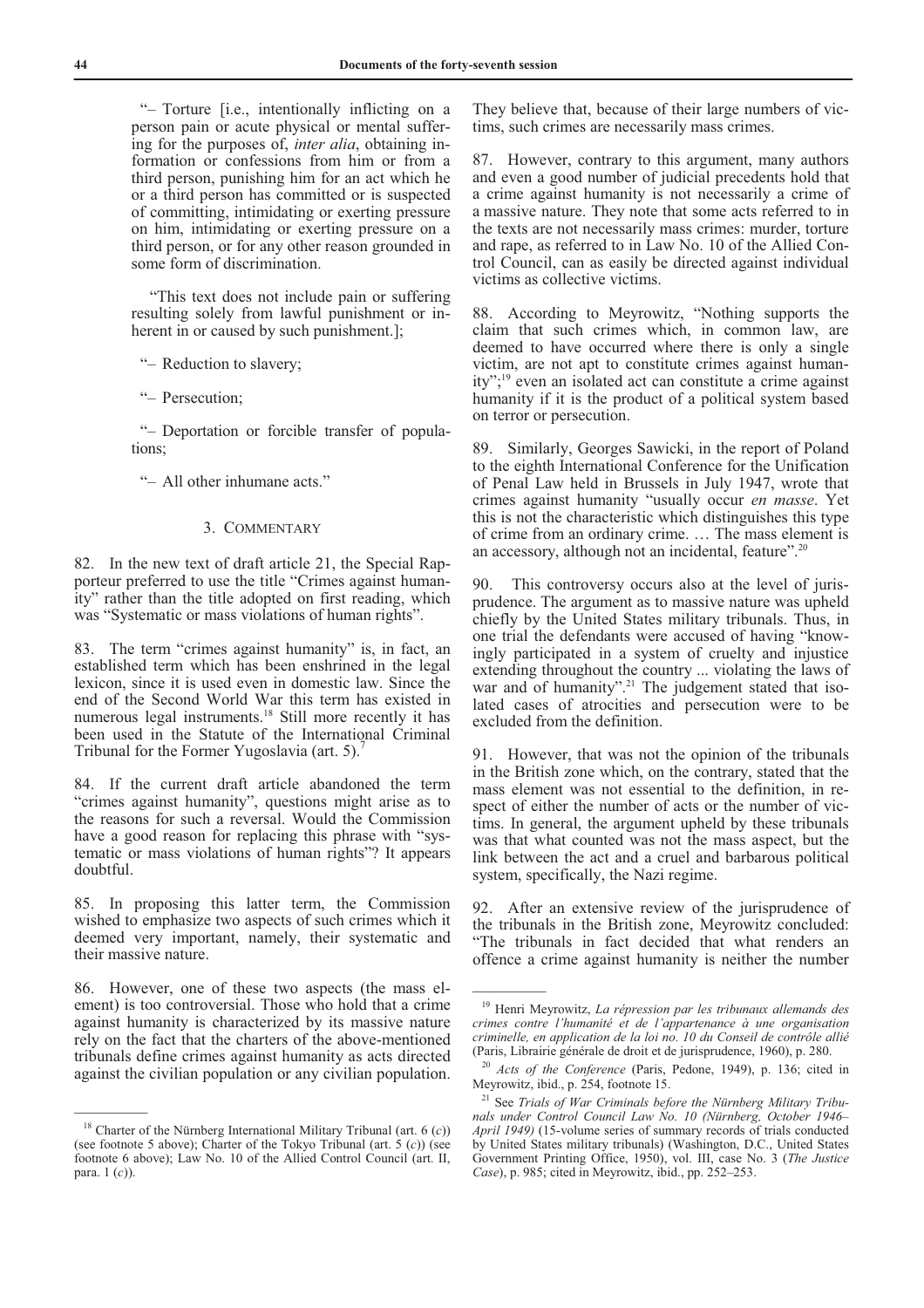"– Torture [i.e., intentionally inflicting on a person pain or acute physical or mental suffering for the purposes of, *inter alia*, obtaining information or confessions from him or from a third person, punishing him for an act which he or a third person has committed or is suspected of committing, intimidating or exerting pressure on him, intimidating or exerting pressure on a third person, or for any other reason grounded in some form of discrimination.

"This text does not include pain or suffering resulting solely from lawful punishment or inherent in or caused by such punishment.];

"– Reduction to slavery;

"– Persecution;

"– Deportation or forcible transfer of populations;

"– All other inhumane acts."

### 3. Commentary

82. In the new text of draft article 21, the Special Rapporteur preferred to use the title "Crimes against humanity" rather than the title adopted on first reading, which was "Systematic or mass violations of human rights".

83. The term "crimes against humanity" is, in fact, an established term which has been enshrined in the legal lexicon, since it is used even in domestic law. Since the end of the Second World War this term has existed in numerous legal instruments.[18] Still more recently it has been used in the Statute of the International Criminal Tribunal for the Former Yugoslavia (art. 5).[7]

84. If the current draft article abandoned the term "crimes against humanity", questions might arise as to the reasons for such a reversal. Would the Commission have a good reason for replacing this phrase with "systematic or mass violations of human rights"? It appears doubtful.

85. In proposing this latter term, the Commission wished to emphasize two aspects of such crimes which it deemed very important, namely, their systematic and their massive nature.

86. However, one of these two aspects (the mass element) is too controversial. Those who hold that a crime against humanity is characterized by its massive nature rely on the fact that the charters of the above-mentioned tribunals define crimes against humanity as acts directed against the civilian population or any civilian population. They believe that, because of their large numbers of victims, such crimes are necessarily mass crimes.

87. However, contrary to this argument, many authors and even a good number of judicial precedents hold that a crime against humanity is not necessarily a crime of a massive nature. They note that some acts referred to in the texts are not necessarily mass crimes: murder, torture and rape, as referred to in Law No. 10 of the Allied Control Council, can as easily be directed against individual victims as collective victims.

88. According to Meyrowitz, "Nothing supports the claim that such crimes which, in common law, are deemed to have occurred where there is only a single victim, are not apt to constitute crimes against humanity";[19] even an isolated act can constitute a crime against humanity if it is the product of a political system based on terror or persecution.

89. Similarly, Georges Sawicki, in the report of Poland to the eighth International Conference for the Unification of Penal Law held in Brussels in July 1947, wrote that crimes against humanity "usually occur *en masse*. Yet this is not the characteristic which distinguishes this type of crime from an ordinary crime. … The mass element is an accessory, although not an incidental, feature".[20]

90. This controversy occurs also at the level of jurisprudence. The argument as to massive nature was upheld chiefly by the United States military tribunals. Thus, in one trial the defendants were accused of having "knowingly participated in a system of cruelty and injustice extending throughout the country ... violating the laws of war and of humanity".[21] The judgement stated that isolated cases of atrocities and persecution were to be excluded from the definition.

91. However, that was not the opinion of the tribunals in the British zone which, on the contrary, stated that the mass element was not essential to the definition, in respect of either the number of acts or the number of victims. In general, the argument upheld by these tribunals was that what counted was not the mass aspect, but the link between the act and a cruel and barbarous political system, specifically, the Nazi regime.

92. After an extensive review of the jurisprudence of the tribunals in the British zone, Meyrowitz concluded: "The tribunals in fact decided that what renders an offence a crime against humanity is neither the number

---

[18] Charter of the Nürnberg International Military Tribunal (art. 6 (*c*)) (see footnote 5 above); Charter of the Tokyo Tribunal (art. 5 (*c*)) (see footnote 6 above); Law No. 10 of the Allied Control Council (art. II, para. 1 (*c*)).

[19] Henri Meyrowitz, *La répression par les tribunaux allemands des crimes contre l'humanité et de l'appartenance à une organisation criminelle, en application de la loi no. 10 du Conseil de contrôle allié* (Paris, Librairie générale de droit et de jurisprudence, 1960), p. 280.

[20] *Acts of the Conference* (Paris, Pedone, 1949), p. 136; cited in Meyrowitz, ibid., p. 254, footnote 15.

[21] See *Trials of War Criminals before the Nürnberg Military Tribunals under Control Council Law No. 10 (Nürnberg, October 1946–April 1949)* (15-volume series of summary records of trials conducted by United States military tribunals) (Washington, D.C., United States Government Printing Office, 1950), vol. III, case No. 3 (*The Justice Case*), p. 985; cited in Meyrowitz, ibid., pp. 252–253.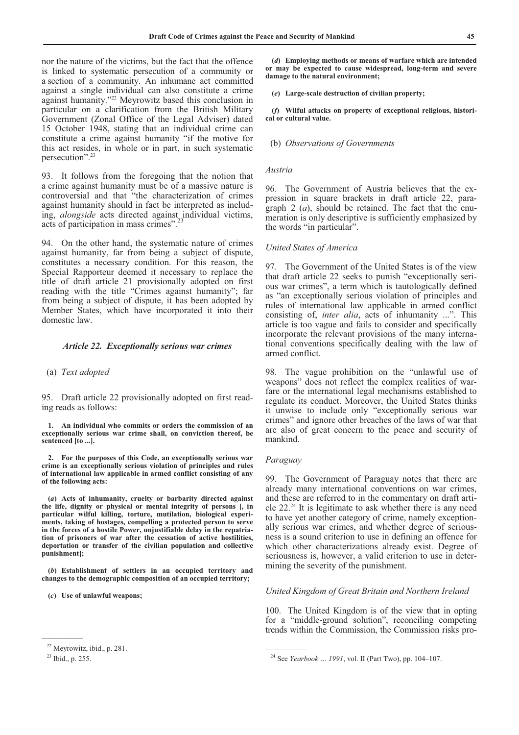nor the nature of the victims, but the fact that the offence is linked to systematic persecution of a community or a section of a community. An inhumane act committed against a single individual can also constitute a crime against humanity."[22] Meyrowitz based this conclusion in particular on a clarification from the British Military Government (Zonal Office of the Legal Adviser) dated 15 October 1948, stating that an individual crime can constitute a crime against humanity "if the motive for this act resides, in whole or in part, in such systematic persecution".[23]

93. It follows from the foregoing that the notion that a crime against humanity must be of a massive nature is controversial and that "the characterization of crimes against humanity should in fact be interpreted as including, *alongside* acts directed against individual victims, acts of participation in mass crimes".[23]

94. On the other hand, the systematic nature of crimes against humanity, far from being a subject of dispute, constitutes a necessary condition. For this reason, the Special Rapporteur deemed it necessary to replace the title of draft article 21 provisionally adopted on first reading with the title "Crimes against humanity"; far from being a subject of dispute, it has been adopted by Member States, which have incorporated it into their domestic law.

### *Article 22. Exceptionally serious war crimes*

(a) *Text adopted*

95. Draft article 22 provisionally adopted on first reading reads as follows:

**1. An individual who commits or orders the commission of an exceptionally serious war crime shall, on conviction thereof, be sentenced [to ...].**

**2. For the purposes of this Code, an exceptionally serious war crime is an exceptionally serious violation of principles and rules of international law applicable in armed conflict consisting of any of the following acts:**

**(*a*) Acts of inhumanity, cruelty or barbarity directed against the life, dignity or physical or mental integrity of persons [, in particular wilful killing, torture, mutilation, biological experiments, taking of hostages, compelling a protected person to serve in the forces of a hostile Power, unjustifiable delay in the repatriation of prisoners of war after the cessation of active hostilities, deportation or transfer of the civilian population and collective punishment];**

**(*b*) Establishment of settlers in an occupied territory and changes to the demographic composition of an occupied territory;**

**(*c*) Use of unlawful weapons;**

**(*d*) Employing methods or means of warfare which are intended or may be expected to cause widespread, long-term and severe damage to the natural environment;**

**(*e*) Large-scale destruction of civilian property;**

**(*f*) Wilful attacks on property of exceptional religious, historical or cultural value.**

(b) *Observations of Governments*

*Austria*

96. The Government of Austria believes that the expression in square brackets in draft article 22, paragraph 2 (*a*), should be retained. The fact that the enumeration is only descriptive is sufficiently emphasized by the words "in particular".

*United States of America*

97. The Government of the United States is of the view that draft article 22 seeks to punish "exceptionally serious war crimes", a term which is tautologically defined as "an exceptionally serious violation of principles and rules of international law applicable in armed conflict consisting of, *inter alia*, acts of inhumanity ...". This article is too vague and fails to consider and specifically incorporate the relevant provisions of the many international conventions specifically dealing with the law of armed conflict.

98. The vague prohibition on the "unlawful use of weapons" does not reflect the complex realities of warfare or the international legal mechanisms established to regulate its conduct. Moreover, the United States thinks it unwise to include only "exceptionally serious war crimes" and ignore other breaches of the laws of war that are also of great concern to the peace and security of mankind.

*Paraguay*

99. The Government of Paraguay notes that there are already many international conventions on war crimes, and these are referred to in the commentary on draft article 22.[24] It is legitimate to ask whether there is any need to have yet another category of crime, namely exceptionally serious war crimes, and whether degree of seriousness is a sound criterion to use in defining an offence for which other characterizations already exist. Degree of seriousness is, however, a valid criterion to use in determining the severity of the punishment.

*United Kingdom of Great Britain and Northern Ireland*

100. The United Kingdom is of the view that in opting for a "middle-ground solution", reconciling competing trends within the Commission, the Commission risks pro-

---

[22] Meyrowitz, ibid., p. 281.

[23] Ibid., p. 255.

[24] See *Yearbook ... 1991*, vol. II (Part Two), pp. 104–107.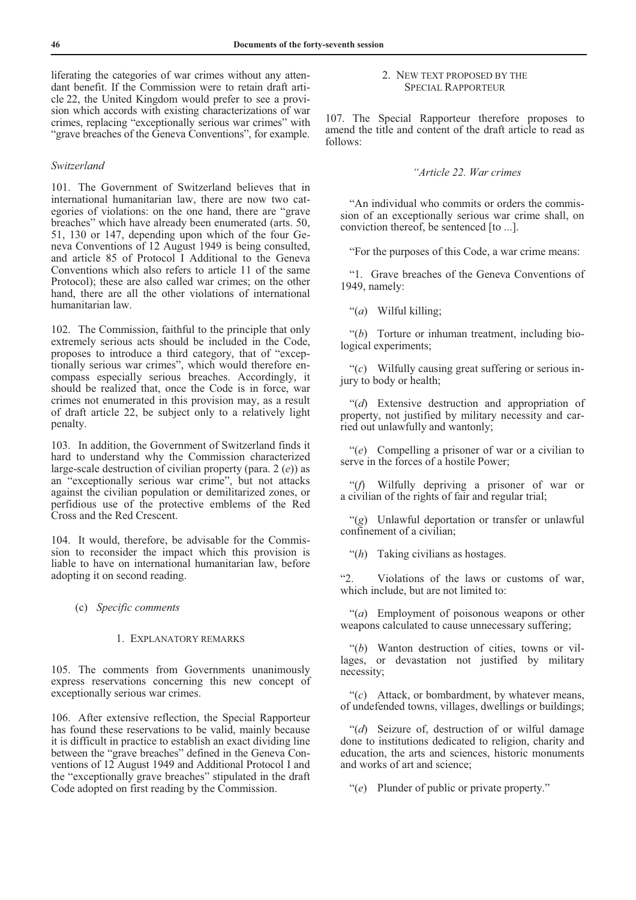liferating the categories of war crimes without any attendant benefit. If the Commission were to retain draft article 22, the United Kingdom would prefer to see a provision which accords with existing characterizations of war crimes, replacing "exceptionally serious war crimes" with "grave breaches of the Geneva Conventions", for example.

*Switzerland*

101. The Government of Switzerland believes that in international humanitarian law, there are now two categories of violations: on the one hand, there are "grave breaches" which have already been enumerated (arts. 50, 51, 130 or 147, depending upon which of the four Geneva Conventions of 12 August 1949 is being consulted, and article 85 of Protocol I Additional to the Geneva Conventions which also refers to article 11 of the same Protocol); these are also called war crimes; on the other hand, there are all the other violations of international humanitarian law.

102. The Commission, faithful to the principle that only extremely serious acts should be included in the Code, proposes to introduce a third category, that of "exceptionally serious war crimes", which would therefore encompass especially serious breaches. Accordingly, it should be realized that, once the Code is in force, war crimes not enumerated in this provision may, as a result of draft article 22, be subject only to a relatively light penalty.

103. In addition, the Government of Switzerland finds it hard to understand why the Commission characterized large-scale destruction of civilian property (para. 2 (*e*)) as an "exceptionally serious war crime", but not attacks against the civilian population or demilitarized zones, or perfidious use of the protective emblems of the Red Cross and the Red Crescent.

104. It would, therefore, be advisable for the Commission to reconsider the impact which this provision is liable to have on international humanitarian law, before adopting it on second reading.

(c) *Specific comments*

1. Explanatory remarks

105. The comments from Governments unanimously express reservations concerning this new concept of exceptionally serious war crimes.

106. After extensive reflection, the Special Rapporteur has found these reservations to be valid, mainly because it is difficult in practice to establish an exact dividing line between the "grave breaches" defined in the Geneva Conventions of 12 August 1949 and Additional Protocol I and the "exceptionally grave breaches" stipulated in the draft Code adopted on first reading by the Commission.

2. New text proposed by the Special Rapporteur

107. The Special Rapporteur therefore proposes to amend the title and content of the draft article to read as follows:

*"Article 22. War crimes*

"An individual who commits or orders the commission of an exceptionally serious war crime shall, on conviction thereof, be sentenced [to ...].

"For the purposes of this Code, a war crime means:

"1. Grave breaches of the Geneva Conventions of 1949, namely:

"(*a*) Wilful killing;

"(*b*) Torture or inhuman treatment, including biological experiments;

"(*c*) Wilfully causing great suffering or serious injury to body or health;

"(*d*) Extensive destruction and appropriation of property, not justified by military necessity and carried out unlawfully and wantonly;

"(*e*) Compelling a prisoner of war or a civilian to serve in the forces of a hostile Power;

"(*f*) Wilfully depriving a prisoner of war or a civilian of the rights of fair and regular trial;

"(*g*) Unlawful deportation or transfer or unlawful confinement of a civilian;

"(*h*) Taking civilians as hostages.

"2. Violations of the laws or customs of war, which include, but are not limited to:

"(*a*) Employment of poisonous weapons or other weapons calculated to cause unnecessary suffering;

"(*b*) Wanton destruction of cities, towns or villages, or devastation not justified by military necessity;

"(*c*) Attack, or bombardment, by whatever means, of undefended towns, villages, dwellings or buildings;

"(*d*) Seizure of, destruction of or wilful damage done to institutions dedicated to religion, charity and education, the arts and sciences, historic monuments and works of art and science;

"(*e*) Plunder of public or private property."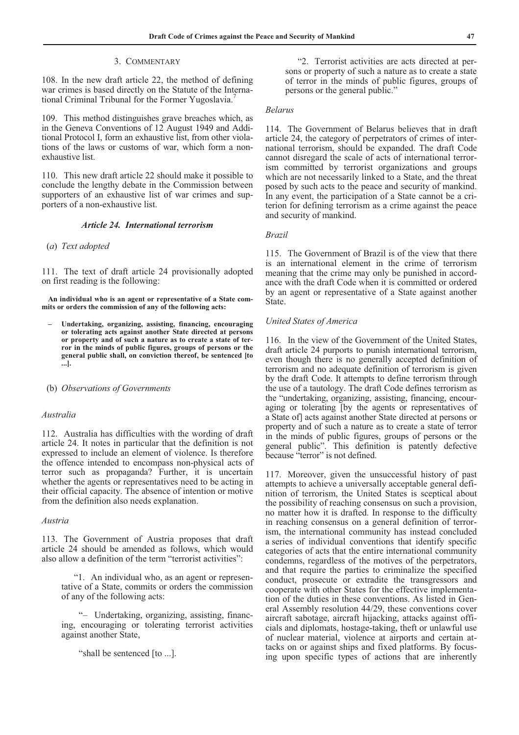### 3. Commentary

108. In the new draft article 22, the method of defining war crimes is based directly on the Statute of the International Criminal Tribunal for the Former Yugoslavia.[7]

109. This method distinguishes grave breaches which, as in the Geneva Conventions of 12 August 1949 and Additional Protocol I, form an exhaustive list, from other violations of the laws or customs of war, which form a non-exhaustive list.

110. This new draft article 22 should make it possible to conclude the lengthy debate in the Commission between supporters of an exhaustive list of war crimes and supporters of a non-exhaustive list.

## *Article 24. International terrorism*

(*a*) *Text adopted*

111. The text of draft article 24 provisionally adopted on first reading is the following:

**An individual who is an agent or representative of a State commits or orders the commission of any of the following acts:**

- **Undertaking, organizing, assisting, financing, encouraging or tolerating acts against another State directed at persons or property and of such a nature as to create a state of terror in the minds of public figures, groups of persons or the general public shall, on conviction thereof, be sentenced [to ...].**

(b) *Observations of Governments*

*Australia*

112. Australia has difficulties with the wording of draft article 24. It notes in particular that the definition is not expressed to include an element of violence. Is therefore the offence intended to encompass non-physical acts of terror such as propaganda? Further, it is uncertain whether the agents or representatives need to be acting in their official capacity. The absence of intention or motive from the definition also needs explanation.

*Austria*

113. The Government of Austria proposes that draft article 24 should be amended as follows, which would also allow a definition of the term "terrorist activities":

> "1. An individual who, as an agent or representative of a State, commits or orders the commission of any of the following acts:
>
> "– Undertaking, organizing, assisting, financing, encouraging or tolerating terrorist activities against another State,
>
> "shall be sentenced [to ...].
>
> "2. Terrorist activities are acts directed at persons or property of such a nature as to create a state of terror in the minds of public figures, groups of persons or the general public."

*Belarus*

114. The Government of Belarus believes that in draft article 24, the category of perpetrators of crimes of international terrorism, should be expanded. The draft Code cannot disregard the scale of acts of international terrorism committed by terrorist organizations and groups which are not necessarily linked to a State, and the threat posed by such acts to the peace and security of mankind. In any event, the participation of a State cannot be a criterion for defining terrorism as a crime against the peace and security of mankind.

*Brazil*

115. The Government of Brazil is of the view that there is an international element in the crime of terrorism meaning that the crime may only be punished in accordance with the draft Code when it is committed or ordered by an agent or representative of a State against another State.

*United States of America*

116. In the view of the Government of the United States, draft article 24 purports to punish international terrorism, even though there is no generally accepted definition of terrorism and no adequate definition of terrorism is given by the draft Code. It attempts to define terrorism through the use of a tautology. The draft Code defines terrorism as the "undertaking, organizing, assisting, financing, encouraging or tolerating [by the agents or representatives of a State of] acts against another State directed at persons or property and of such a nature as to create a state of terror in the minds of public figures, groups of persons or the general public". This definition is patently defective because "terror" is not defined.

117. Moreover, given the unsuccessful history of past attempts to achieve a universally acceptable general definition of terrorism, the United States is sceptical about the possibility of reaching consensus on such a provision, no matter how it is drafted. In response to the difficulty in reaching consensus on a general definition of terrorism, the international community has instead concluded a series of individual conventions that identify specific categories of acts that the entire international community condemns, regardless of the motives of the perpetrators, and that require the parties to criminalize the specified conduct, prosecute or extradite the transgressors and cooperate with other States for the effective implementation of the duties in these conventions. As listed in General Assembly resolution 44/29, these conventions cover aircraft sabotage, aircraft hijacking, attacks against officials and diplomats, hostage-taking, theft or unlawful use of nuclear material, violence at airports and certain attacks on or against ships and fixed platforms. By focusing upon specific types of actions that are inherently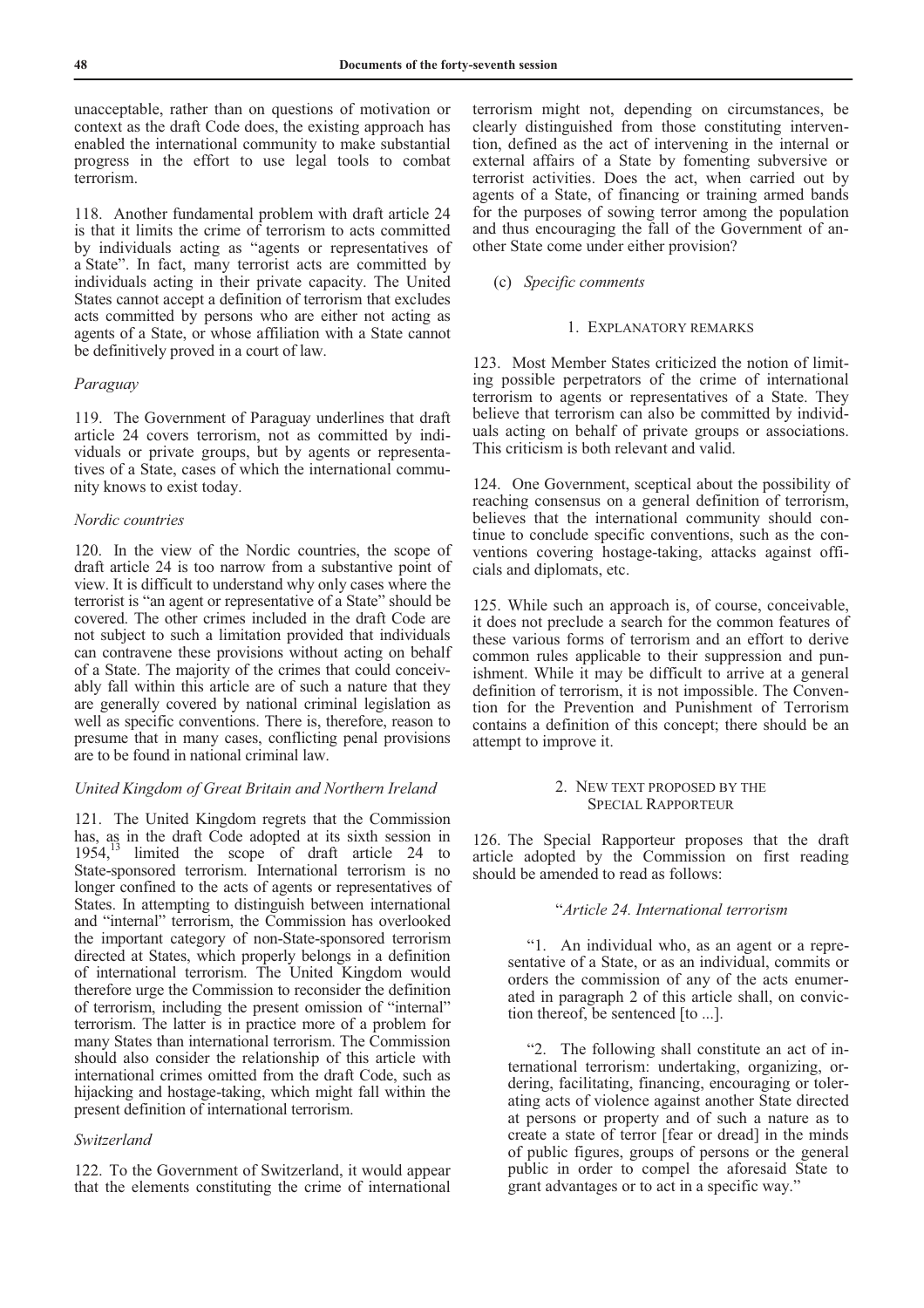unacceptable, rather than on questions of motivation or context as the draft Code does, the existing approach has enabled the international community to make substantial progress in the effort to use legal tools to combat terrorism.

118. Another fundamental problem with draft article 24 is that it limits the crime of terrorism to acts committed by individuals acting as "agents or representatives of a State". In fact, many terrorist acts are committed by individuals acting in their private capacity. The United States cannot accept a definition of terrorism that excludes acts committed by persons who are either not acting as agents of a State, or whose affiliation with a State cannot be definitively proved in a court of law.

*Paraguay*

119. The Government of Paraguay underlines that draft article 24 covers terrorism, not as committed by individuals or private groups, but by agents or representatives of a State, cases of which the international community knows to exist today.

*Nordic countries*

120. In the view of the Nordic countries, the scope of draft article 24 is too narrow from a substantive point of view. It is difficult to understand why only cases where the terrorist is "an agent or representative of a State" should be covered. The other crimes included in the draft Code are not subject to such a limitation provided that individuals can contravene these provisions without acting on behalf of a State. The majority of the crimes that could conceivably fall within this article are of such a nature that they are generally covered by national criminal legislation as well as specific conventions. There is, therefore, reason to presume that in many cases, conflicting penal provisions are to be found in national criminal law.

*United Kingdom of Great Britain and Northern Ireland*

121. The United Kingdom regrets that the Commission has, as in the draft Code adopted at its sixth session in 1954,[13] limited the scope of draft article 24 to State-sponsored terrorism. International terrorism is no longer confined to the acts of agents or representatives of States. In attempting to distinguish between international and "internal" terrorism, the Commission has overlooked the important category of non-State-sponsored terrorism directed at States, which properly belongs in a definition of international terrorism. The United Kingdom would therefore urge the Commission to reconsider the definition of terrorism, including the present omission of "internal" terrorism. The latter is in practice more of a problem for many States than international terrorism. The Commission should also consider the relationship of this article with international crimes omitted from the draft Code, such as hijacking and hostage-taking, which might fall within the present definition of international terrorism.

*Switzerland*

122. To the Government of Switzerland, it would appear that the elements constituting the crime of international terrorism might not, depending on circumstances, be clearly distinguished from those constituting intervention, defined as the act of intervening in the internal or external affairs of a State by fomenting subversive or terrorist activities. Does the act, when carried out by agents of a State, of financing or training armed bands for the purposes of sowing terror among the population and thus encouraging the fall of the Government of another State come under either provision?

(c) *Specific comments*

1. EXPLANATORY REMARKS

123. Most Member States criticized the notion of limiting possible perpetrators of the crime of international terrorism to agents or representatives of a State. They believe that terrorism can also be committed by individuals acting on behalf of private groups or associations. This criticism is both relevant and valid.

124. One Government, sceptical about the possibility of reaching consensus on a general definition of terrorism, believes that the international community should continue to conclude specific conventions, such as the conventions covering hostage-taking, attacks against officials and diplomats, etc.

125. While such an approach is, of course, conceivable, it does not preclude a search for the common features of these various forms of terrorism and an effort to derive common rules applicable to their suppression and punishment. While it may be difficult to arrive at a general definition of terrorism, it is not impossible. The Convention for the Prevention and Punishment of Terrorism contains a definition of this concept; there should be an attempt to improve it.

2. NEW TEXT PROPOSED BY THE SPECIAL RAPPORTEUR

126. The Special Rapporteur proposes that the draft article adopted by the Commission on first reading should be amended to read as follows:

"*Article 24. International terrorism*

"1. An individual who, as an agent or a representative of a State, or as an individual, commits or orders the commission of any of the acts enumerated in paragraph 2 of this article shall, on conviction thereof, be sentenced [to ...].

"2. The following shall constitute an act of international terrorism: undertaking, organizing, ordering, facilitating, financing, encouraging or tolerating acts of violence against another State directed at persons or property and of such a nature as to create a state of terror [fear or dread] in the minds of public figures, groups of persons or the general public in order to compel the aforesaid State to grant advantages or to act in a specific way."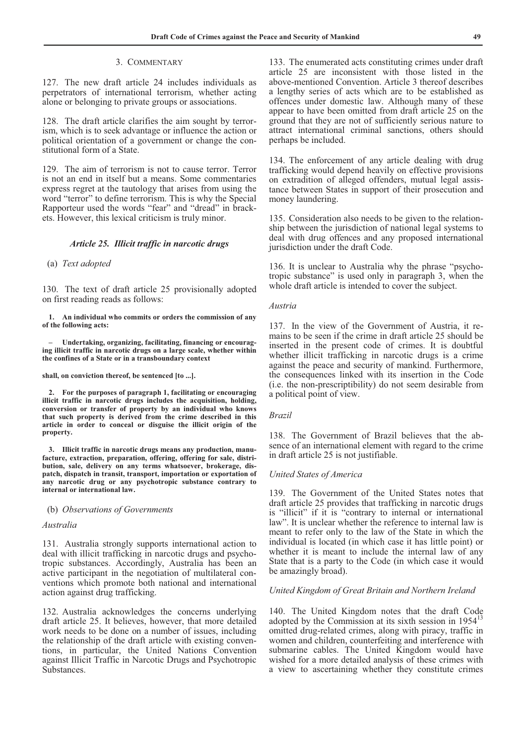### 3. COMMENTARY

127. The new draft article 24 includes individuals as perpetrators of international terrorism, whether acting alone or belonging to private groups or associations.

128. The draft article clarifies the aim sought by terrorism, which is to seek advantage or influence the action or political orientation of a government or change the constitutional form of a State.

129. The aim of terrorism is not to cause terror. Terror is not an end in itself but a means. Some commentaries express regret at the tautology that arises from using the word "terror" to define terrorism. This is why the Special Rapporteur used the words "fear" and "dread" in brackets. However, this lexical criticism is truly minor.

### *Article 25. Illicit traffic in narcotic drugs*

(a) *Text adopted*

130. The text of draft article 25 provisionally adopted on first reading reads as follows:

**1. An individual who commits or orders the commission of any of the following acts:**

**– Undertaking, organizing, facilitating, financing or encouraging illicit traffic in narcotic drugs on a large scale, whether within the confines of a State or in a transboundary context**

**shall, on conviction thereof, be sentenced [to ...].**

**2. For the purposes of paragraph 1, facilitating or encouraging illicit traffic in narcotic drugs includes the acquisition, holding, conversion or transfer of property by an individual who knows that such property is derived from the crime described in this article in order to conceal or disguise the illicit origin of the property.**

**3. Illicit traffic in narcotic drugs means any production, manufacture, extraction, preparation, offering, offering for sale, distribution, sale, delivery on any terms whatsoever, brokerage, dispatch, dispatch in transit, transport, importation or exportation of any narcotic drug or any psychotropic substance contrary to internal or international law.**

(b) *Observations of Governments*

*Australia*

131. Australia strongly supports international action to deal with illicit trafficking in narcotic drugs and psychotropic substances. Accordingly, Australia has been an active participant in the negotiation of multilateral conventions which promote both national and international action against drug trafficking.

132. Australia acknowledges the concerns underlying draft article 25. It believes, however, that more detailed work needs to be done on a number of issues, including the relationship of the draft article with existing conventions, in particular, the United Nations Convention against Illicit Traffic in Narcotic Drugs and Psychotropic Substances.

133. The enumerated acts constituting crimes under draft article 25 are inconsistent with those listed in the above-mentioned Convention. Article 3 thereof describes a lengthy series of acts which are to be established as offences under domestic law. Although many of these appear to have been omitted from draft article 25 on the ground that they are not of sufficiently serious nature to attract international criminal sanctions, others should perhaps be included.

134. The enforcement of any article dealing with drug trafficking would depend heavily on effective provisions on extradition of alleged offenders, mutual legal assistance between States in support of their prosecution and money laundering.

135. Consideration also needs to be given to the relationship between the jurisdiction of national legal systems to deal with drug offences and any proposed international jurisdiction under the draft Code.

136. It is unclear to Australia why the phrase "psychotropic substance" is used only in paragraph 3, when the whole draft article is intended to cover the subject.

*Austria*

137. In the view of the Government of Austria, it remains to be seen if the crime in draft article 25 should be inserted in the present code of crimes. It is doubtful whether illicit trafficking in narcotic drugs is a crime against the peace and security of mankind. Furthermore, the consequences linked with its insertion in the Code (i.e. the non-prescriptibility) do not seem desirable from a political point of view.

*Brazil*

138. The Government of Brazil believes that the absence of an international element with regard to the crime in draft article 25 is not justifiable.

*United States of America*

139. The Government of the United States notes that draft article 25 provides that trafficking in narcotic drugs is "illicit" if it is "contrary to internal or international law". It is unclear whether the reference to internal law is meant to refer only to the law of the State in which the individual is located (in which case it has little point) or whether it is meant to include the internal law of any State that is a party to the Code (in which case it would be amazingly broad).

*United Kingdom of Great Britain and Northern Ireland*

140. The United Kingdom notes that the draft Code adopted by the Commission at its sixth session in 1954[13] omitted drug-related crimes, along with piracy, traffic in women and children, counterfeiting and interference with submarine cables. The United Kingdom would have wished for a more detailed analysis of these crimes with a view to ascertaining whether they constitute crimes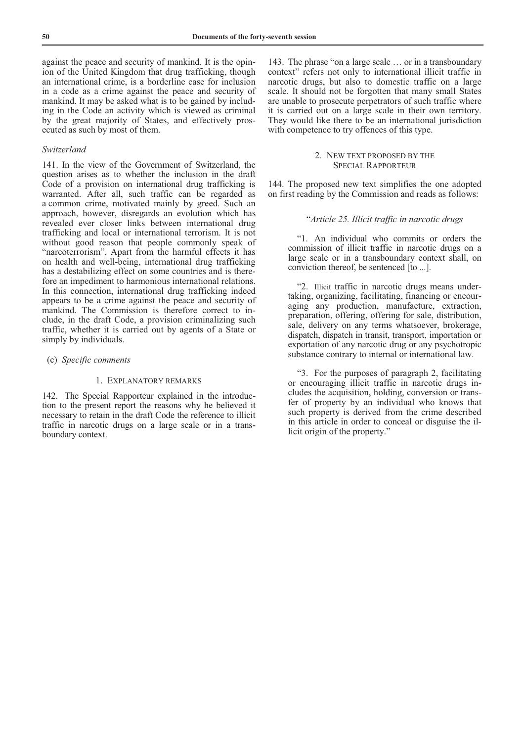against the peace and security of mankind. It is the opinion of the United Kingdom that drug trafficking, though an international crime, is a borderline case for inclusion in a code as a crime against the peace and security of mankind. It may be asked what is to be gained by including in the Code an activity which is viewed as criminal by the great majority of States, and effectively prosecuted as such by most of them.

*Switzerland*

141. In the view of the Government of Switzerland, the question arises as to whether the inclusion in the draft Code of a provision on international drug trafficking is warranted. After all, such traffic can be regarded as a common crime, motivated mainly by greed. Such an approach, however, disregards an evolution which has revealed ever closer links between international drug trafficking and local or international terrorism. It is not without good reason that people commonly speak of "narcoterrorism". Apart from the harmful effects it has on health and well-being, international drug trafficking has a destabilizing effect on some countries and is therefore an impediment to harmonious international relations. In this connection, international drug trafficking indeed appears to be a crime against the peace and security of mankind. The Commission is therefore correct to include, in the draft Code, a provision criminalizing such traffic, whether it is carried out by agents of a State or simply by individuals.

(c) *Specific comments*

### 1. Explanatory remarks

142. The Special Rapporteur explained in the introduction to the present report the reasons why he believed it necessary to retain in the draft Code the reference to illicit traffic in narcotic drugs on a large scale or in a transboundary context.

143. The phrase "on a large scale … or in a transboundary context" refers not only to international illicit traffic in narcotic drugs, but also to domestic traffic on a large scale. It should not be forgotten that many small States are unable to prosecute perpetrators of such traffic where it is carried out on a large scale in their own territory. They would like there to be an international jurisdiction with competence to try offences of this type.

### 2. New text proposed by the Special Rapporteur

144. The proposed new text simplifies the one adopted on first reading by the Commission and reads as follows:

"*Article 25. Illicit traffic in narcotic drugs*

"1. An individual who commits or orders the commission of illicit traffic in narcotic drugs on a large scale or in a transboundary context shall, on conviction thereof, be sentenced [to ...].

"2. Illicit traffic in narcotic drugs means undertaking, organizing, facilitating, financing or encouraging any production, manufacture, extraction, preparation, offering, offering for sale, distribution, sale, delivery on any terms whatsoever, brokerage, dispatch, dispatch in transit, transport, importation or exportation of any narcotic drug or any psychotropic substance contrary to internal or international law.

"3. For the purposes of paragraph 2, facilitating or encouraging illicit traffic in narcotic drugs includes the acquisition, holding, conversion or transfer of property by an individual who knows that such property is derived from the crime described in this article in order to conceal or disguise the illicit origin of the property."